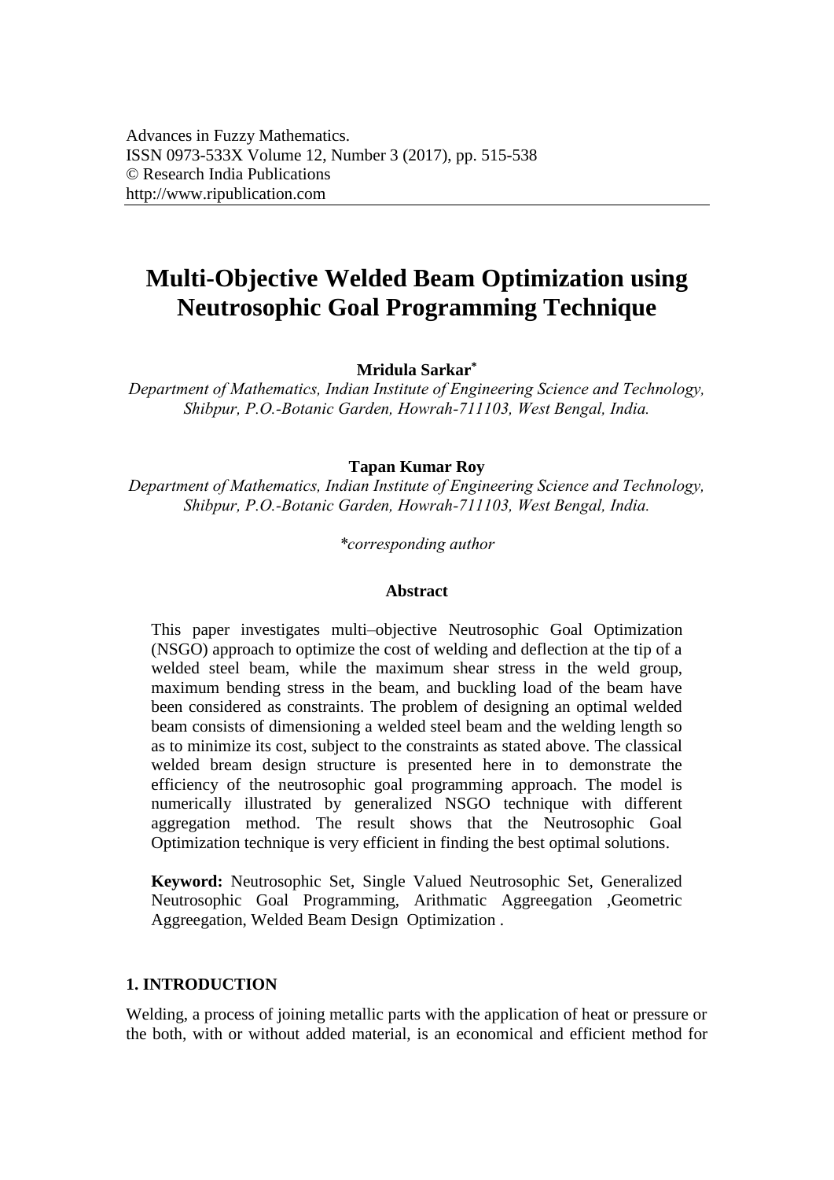Advances in Fuzzy Mathematics.
ISSN 0973-533X Volume 12, Number 3 (2017), pp. 515-538
© Research India Publications
http://www.ripublication.com

# Multi-Objective Welded Beam Optimization using Neutrosophic Goal Programming Technique

**Mridula Sarkar***

*Department of Mathematics, Indian Institute of Engineering Science and Technology, Shibpur, P.O.-Botanic Garden, Howrah-711103, West Bengal, India.*

**Tapan Kumar Roy**

*Department of Mathematics, Indian Institute of Engineering Science and Technology, Shibpur, P.O.-Botanic Garden, Howrah-711103, West Bengal, India.*

*\*corresponding author*

**Abstract**

This paper investigates multi–objective Neutrosophic Goal Optimization (NSGO) approach to optimize the cost of welding and deflection at the tip of a welded steel beam, while the maximum shear stress in the weld group, maximum bending stress in the beam, and buckling load of the beam have been considered as constraints. The problem of designing an optimal welded beam consists of dimensioning a welded steel beam and the welding length so as to minimize its cost, subject to the constraints as stated above. The classical welded bream design structure is presented here in to demonstrate the efficiency of the neutrosophic goal programming approach. The model is numerically illustrated by generalized NSGO technique with different aggregation method. The result shows that the Neutrosophic Goal Optimization technique is very efficient in finding the best optimal solutions.

**Keyword:** Neutrosophic Set, Single Valued Neutrosophic Set, Generalized Neutrosophic Goal Programming, Arithmatic Aggreegation ,Geometric Aggreegation, Welded Beam Design Optimization .

## 1. INTRODUCTION

Welding, a process of joining metallic parts with the application of heat or pressure or the both, with or without added material, is an economical and efficient method for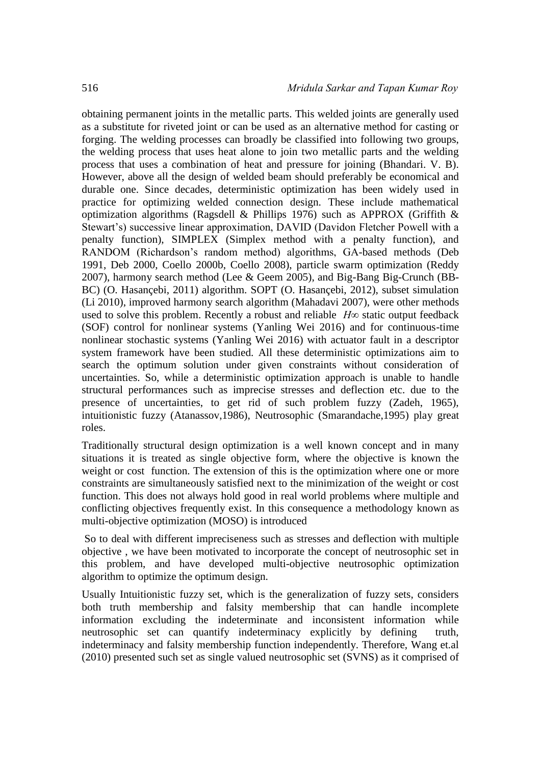obtaining permanent joints in the metallic parts. This welded joints are generally used as a substitute for riveted joint or can be used as an alternative method for casting or forging. The welding processes can broadly be classified into following two groups, the welding process that uses heat alone to join two metallic parts and the welding process that uses a combination of heat and pressure for joining (Bhandari. V. B). However, above all the design of welded beam should preferably be economical and durable one. Since decades, deterministic optimization has been widely used in practice for optimizing welded connection design. These include mathematical optimization algorithms (Ragsdell & Phillips 1976) such as APPROX (Griffith & Stewart's) successive linear approximation, DAVID (Davidon Fletcher Powell with a penalty function), SIMPLEX (Simplex method with a penalty function), and RANDOM (Richardson's random method) algorithms, GA-based methods (Deb 1991, Deb 2000, Coello 2000b, Coello 2008), particle swarm optimization (Reddy 2007), harmony search method (Lee & Geem 2005), and Big-Bang Big-Crunch (BB-BC) (O. Hasançebi, 2011) algorithm. SOPT (O. Hasançebi, 2012), subset simulation (Li 2010), improved harmony search algorithm (Mahadavi 2007), were other methods used to solve this problem. Recently a robust and reliable $H\infty$ static output feedback (SOF) control for nonlinear systems (Yanling Wei 2016) and for continuous-time nonlinear stochastic systems (Yanling Wei 2016) with actuator fault in a descriptor system framework have been studied. All these deterministic optimizations aim to search the optimum solution under given constraints without consideration of uncertainties. So, while a deterministic optimization approach is unable to handle structural performances such as imprecise stresses and deflection etc. due to the presence of uncertainties, to get rid of such problem fuzzy (Zadeh, 1965), intuitionistic fuzzy (Atanassov,1986), Neutrosophic (Smarandache,1995) play great roles.

Traditionally structural design optimization is a well known concept and in many situations it is treated as single objective form, where the objective is known the weight or cost function. The extension of this is the optimization where one or more constraints are simultaneously satisfied next to the minimization of the weight or cost function. This does not always hold good in real world problems where multiple and conflicting objectives frequently exist. In this consequence a methodology known as multi-objective optimization (MOSO) is introduced

So to deal with different impreciseness such as stresses and deflection with multiple objective , we have been motivated to incorporate the concept of neutrosophic set in this problem, and have developed multi-objective neutrosophic optimization algorithm to optimize the optimum design.

Usually Intuitionistic fuzzy set, which is the generalization of fuzzy sets, considers both truth membership and falsity membership that can handle incomplete information excluding the indeterminate and inconsistent information while neutrosophic set can quantify indeterminacy explicitly by defining truth, indeterminacy and falsity membership function independently. Therefore, Wang et.al (2010) presented such set as single valued neutrosophic set (SVNS) as it comprised of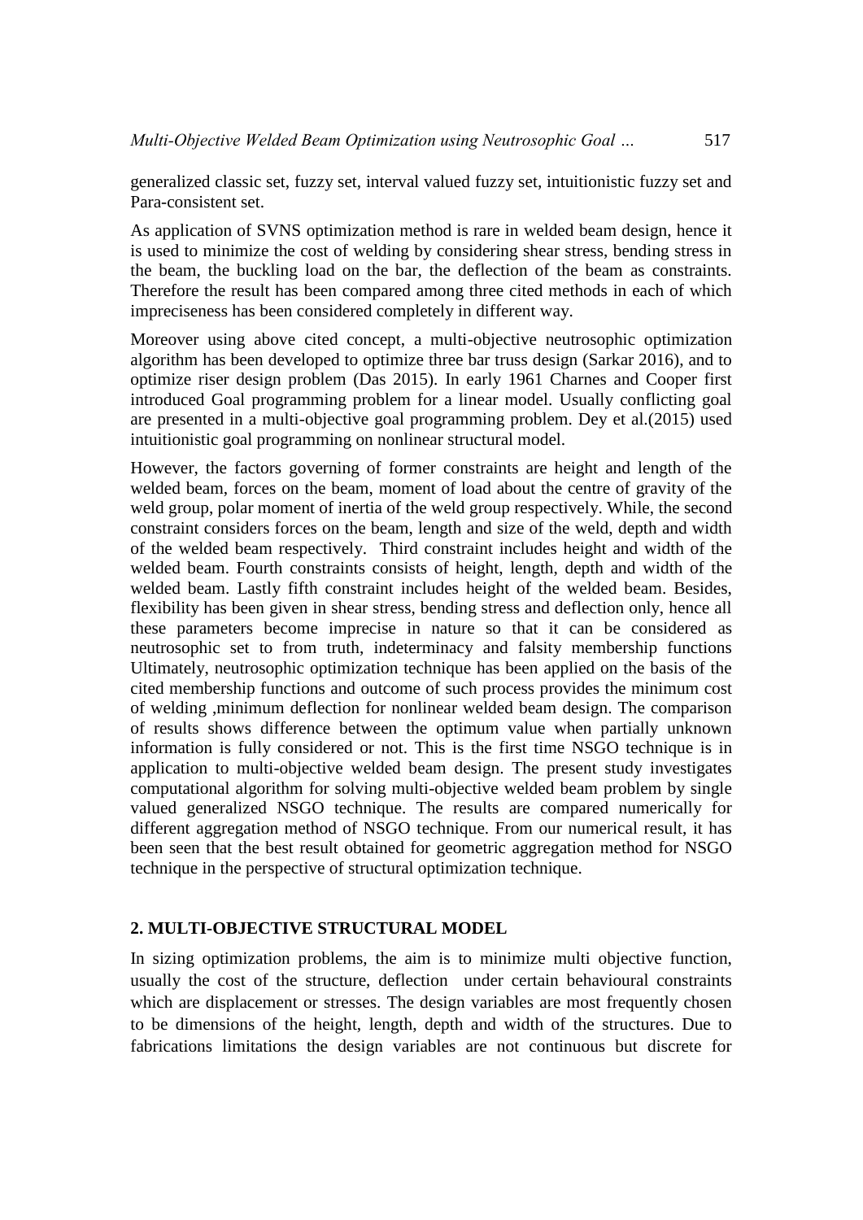generalized classic set, fuzzy set, interval valued fuzzy set, intuitionistic fuzzy set and Para-consistent set.

As application of SVNS optimization method is rare in welded beam design, hence it is used to minimize the cost of welding by considering shear stress, bending stress in the beam, the buckling load on the bar, the deflection of the beam as constraints. Therefore the result has been compared among three cited methods in each of which impreciseness has been considered completely in different way.

Moreover using above cited concept, a multi-objective neutrosophic optimization algorithm has been developed to optimize three bar truss design (Sarkar 2016), and to optimize riser design problem (Das 2015). In early 1961 Charnes and Cooper first introduced Goal programming problem for a linear model. Usually conflicting goal are presented in a multi-objective goal programming problem. Dey et al.(2015) used intuitionistic goal programming on nonlinear structural model.

However, the factors governing of former constraints are height and length of the welded beam, forces on the beam, moment of load about the centre of gravity of the weld group, polar moment of inertia of the weld group respectively. While, the second constraint considers forces on the beam, length and size of the weld, depth and width of the welded beam respectively. Third constraint includes height and width of the welded beam. Fourth constraints consists of height, length, depth and width of the welded beam. Lastly fifth constraint includes height of the welded beam. Besides, flexibility has been given in shear stress, bending stress and deflection only, hence all these parameters become imprecise in nature so that it can be considered as neutrosophic set to from truth, indeterminacy and falsity membership functions Ultimately, neutrosophic optimization technique has been applied on the basis of the cited membership functions and outcome of such process provides the minimum cost of welding ,minimum deflection for nonlinear welded beam design. The comparison of results shows difference between the optimum value when partially unknown information is fully considered or not. This is the first time NSGO technique is in application to multi-objective welded beam design. The present study investigates computational algorithm for solving multi-objective welded beam problem by single valued generalized NSGO technique. The results are compared numerically for different aggregation method of NSGO technique. From our numerical result, it has been seen that the best result obtained for geometric aggregation method for NSGO technique in the perspective of structural optimization technique.

## 2. MULTI-OBJECTIVE STRUCTURAL MODEL

In sizing optimization problems, the aim is to minimize multi objective function, usually the cost of the structure, deflection under certain behavioural constraints which are displacement or stresses. The design variables are most frequently chosen to be dimensions of the height, length, depth and width of the structures. Due to fabrications limitations the design variables are not continuous but discrete for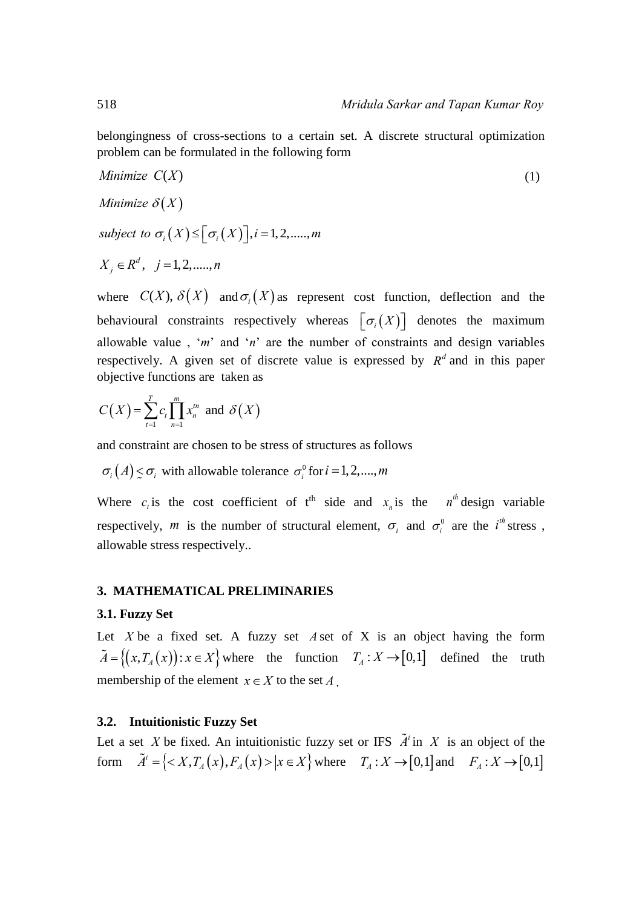belongingness of cross-sections to a certain set. A discrete structural optimization problem can be formulated in the following form

$$
\begin{aligned}
&Minimize\ \ C(X) &&(1)\\
&Minimize\ \ \delta(X)\\
&subject\ to\ \ \sigma_i(X) \le [\sigma_i(X)], i = 1,2,.....,m\\
&X_j \in R^d,\quad j = 1,2,.....,n
\end{aligned}
$$

where $C(X)$, $\delta(X)$ and $\sigma_i(X)$ as represent cost function, deflection and the behavioural constraints respectively whereas $[\sigma_i(X)]$ denotes the maximum allowable value , '$m$' and '$n$' are the number of constraints and design variables respectively. A given set of discrete value is expressed by $R^d$ and in this paper objective functions are taken as

$$C(X) = \sum_{t=1}^{T} c_t \prod_{n=1}^{m} x_n^{tn} \text{ and } \delta(X)$$

and constraint are chosen to be stress of structures as follows

$\sigma_i(A) \underset{\sim}{\le} \sigma_i$ with allowable tolerance $\sigma_i^0$ for $i = 1,2,....,m$

Where $c_t$ is the cost coefficient of t[th] side and $x_n$ is the $n^{th}$ design variable respectively, $m$ is the number of structural element, $\sigma_i$ and $\sigma_i^0$ are the $i^{th}$ stress , allowable stress respectively..

## 3. MATHEMATICAL PRELIMINARIES

### 3.1. Fuzzy Set

Let $X$ be a fixed set. A fuzzy set $A$ set of X is an object having the form $\tilde{A} = \{(x, T_A(x)) : x \in X\}$ where the function $T_A : X \to [0,1]$ defined the truth membership of the element $x \in X$ to the set $A$ .

### 3.2. Intuitionistic Fuzzy Set

Let a set $X$ be fixed. An intuitionistic fuzzy set or IFS $\tilde{A}^i$ in $X$ is an object of the form $\tilde{A}^i = \{< X, T_A(x), F_A(x) > | x \in X\}$ where $T_A : X \to [0,1]$ and $F_A : X \to [0,1]$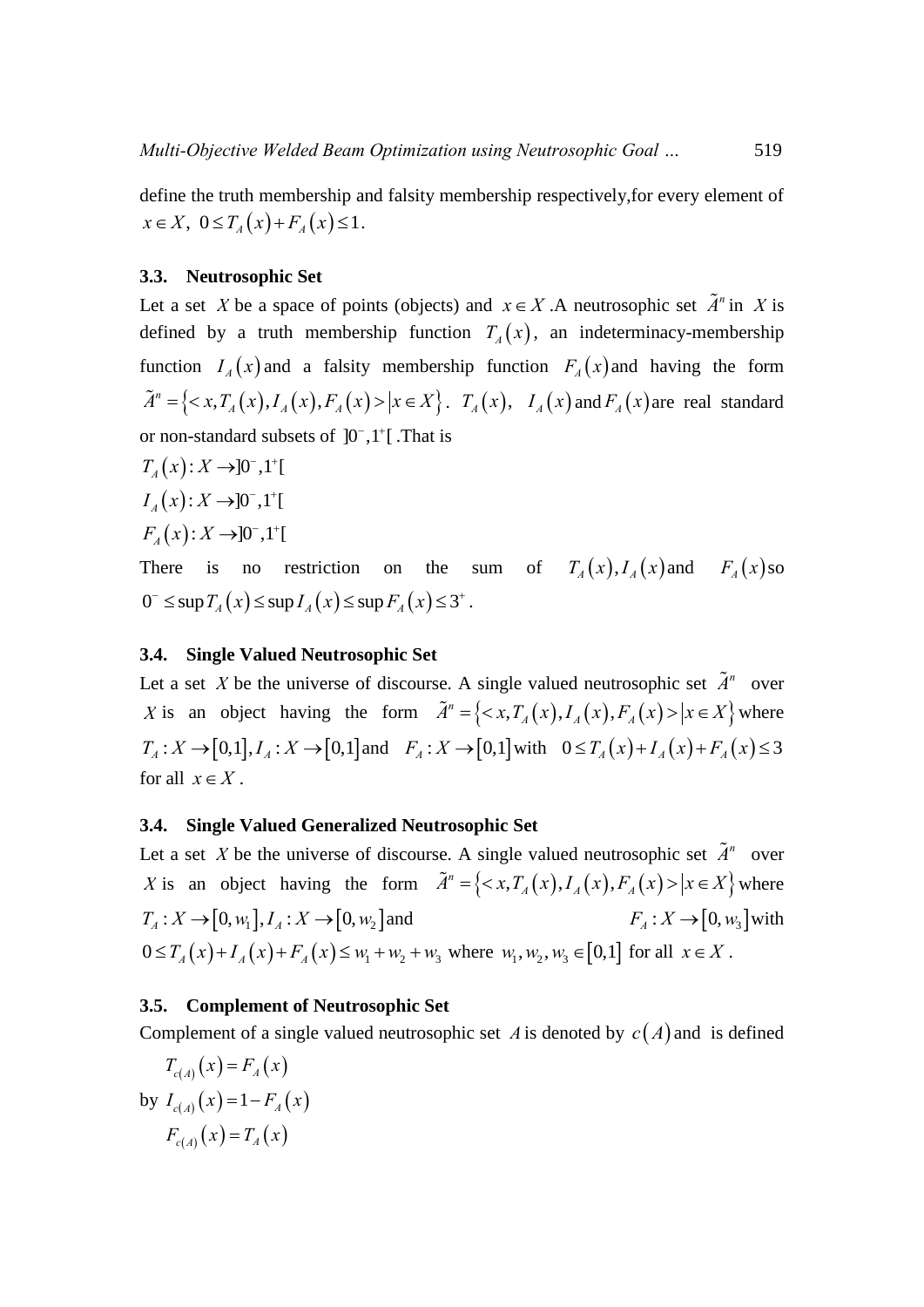define the truth membership and falsity membership respectively,for every element of $x \in X$, $0 \le T_A(x) + F_A(x) \le 1$.

### 3.3. Neutrosophic Set

Let a set $X$ be a space of points (objects) and $x \in X$ .A neutrosophic set $\tilde{A}^n$ in $X$ is defined by a truth membership function $T_A(x)$, an indeterminacy-membership function $I_A(x)$ and a falsity membership function $F_A(x)$ and having the form $\tilde{A}^n = \{< x, T_A(x), I_A(x), F_A(x) > | x \in X\}$. $T_A(x)$, $I_A(x)$ and $F_A(x)$ are real standard or non-standard subsets of $]0^-, 1^+[$ .That is

$T_A(x): X \to ]0^-, 1^+[$

$I_A(x): X \to ]0^-, 1^+[$

$F_A(x): X \to ]0^-, 1^+[$

There is no restriction on the sum of $T_A(x), I_A(x)$ and $F_A(x)$ so $0^- \le \sup T_A(x) \le \sup I_A(x) \le \sup F_A(x) \le 3^+$.

### 3.4. Single Valued Neutrosophic Set

Let a set $X$ be the universe of discourse. A single valued neutrosophic set $\tilde{A}^n$ over $X$ is an object having the form $\tilde{A}^n = \{< x, T_A(x), I_A(x), F_A(x) > | x \in X\}$ where $T_A: X \to [0,1], I_A: X \to [0,1]$ and $F_A: X \to [0,1]$ with $0 \le T_A(x) + I_A(x) + F_A(x) \le 3$ for all $x \in X$.

### 3.4. Single Valued Generalized Neutrosophic Set

Let a set $X$ be the universe of discourse. A single valued neutrosophic set $\tilde{A}^n$ over $X$ is an object having the form $\tilde{A}^n = \{< x, T_A(x), I_A(x), F_A(x) > | x \in X\}$ where $T_A: X \to [0, w_1], I_A: X \to [0, w_2]$ and $F_A: X \to [0, w_3]$ with $0 \le T_A(x) + I_A(x) + F_A(x) \le w_1 + w_2 + w_3$ where $w_1, w_2, w_3 \in [0,1]$ for all $x \in X$.

### 3.5. Complement of Neutrosophic Set

Complement of a single valued neutrosophic set $A$ is denoted by $c(A)$ and is defined by

$$T_{c(A)}(x) = F_A(x)$$
$$I_{c(A)}(x) = 1 - F_A(x)$$
$$F_{c(A)}(x) = T_A(x)$$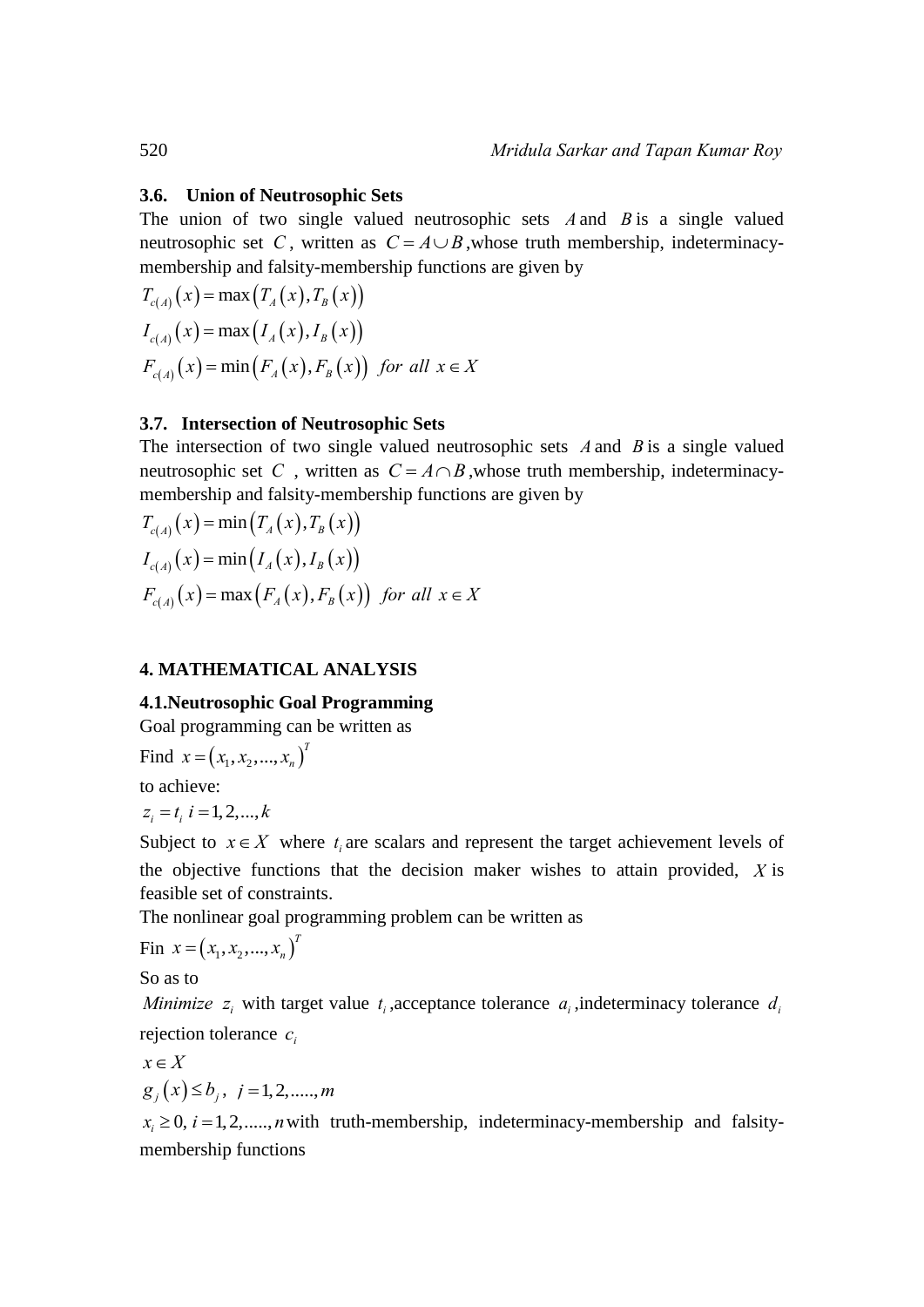### 3.6. Union of Neutrosophic Sets

The union of two single valued neutrosophic sets $A$ and $B$ is a single valued neutrosophic set $C$, written as $C = A \cup B$, whose truth membership, indeterminacy-membership and falsity-membership functions are given by

$$T_{c(A)}(x) = \max\left(T_A(x), T_B(x)\right)$$

$$I_{c(A)}(x) = \max\left(I_A(x), I_B(x)\right)$$

$$F_{c(A)}(x) = \min\left(F_A(x), F_B(x)\right) \;\; for\;\; all\;\; x \in X$$

### 3.7. Intersection of Neutrosophic Sets

The intersection of two single valued neutrosophic sets $A$ and $B$ is a single valued neutrosophic set $C$, written as $C = A \cap B$, whose truth membership, indeterminacy-membership and falsity-membership functions are given by

$$T_{c(A)}(x) = \min\left(T_A(x), T_B(x)\right)$$

$$I_{c(A)}(x) = \min\left(I_A(x), I_B(x)\right)$$

$$F_{c(A)}(x) = \max\left(F_A(x), F_B(x)\right) \;\; for\;\; all\;\; x \in X$$

## 4. MATHEMATICAL ANALYSIS

### 4.1. Neutrosophic Goal Programming

Goal programming can be written as

Find $x = \left(x_1, x_2, ..., x_n\right)^T$

to achieve:

$z_i = t_i \;\; i = 1, 2, ..., k$

Subject to $x \in X$ where $t_i$ are scalars and represent the target achievement levels of the objective functions that the decision maker wishes to attain provided, $X$ is feasible set of constraints.

The nonlinear goal programming problem can be written as

Fin $x = \left(x_1, x_2, ..., x_n\right)^T$

So as to

$Minimize \;\; z_i$ with target value $t_i$, acceptance tolerance $a_i$, indeterminacy tolerance $d_i$ rejection tolerance $c_i$

$x \in X$

$g_j\left(x\right) \le b_j, \;\; j = 1, 2, ....., m$

$x_i \ge 0, \; i = 1, 2, ....., n$ with truth-membership, indeterminacy-membership and falsity-membership functions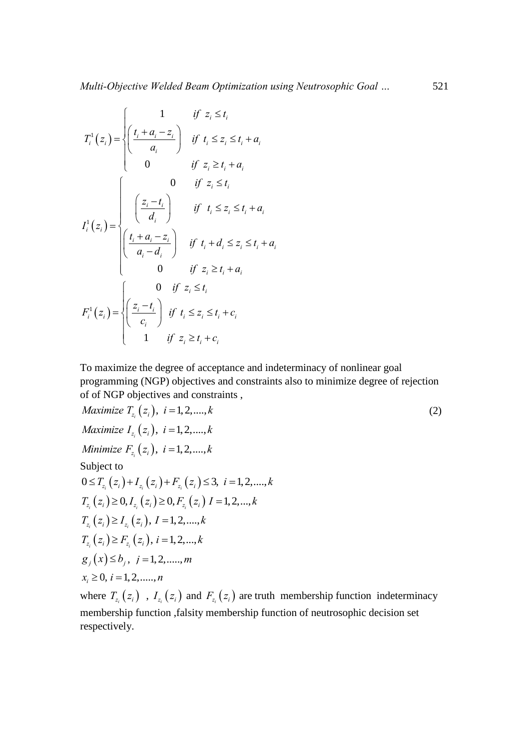$$T_i^1(z_i) = \begin{cases} 1 & \text{if } z_i \le t_i \\ \left(\dfrac{t_i + a_i - z_i}{a_i}\right) & \text{if } t_i \le z_i \le t_i + a_i \\ 0 & \text{if } z_i \ge t_i + a_i \end{cases}$$

$$I_i^1(z_i) = \begin{cases} 0 & \text{if } z_i \le t_i \\ \left(\dfrac{z_i - t_i}{d_i}\right) & \text{if } t_i \le z_i \le t_i + a_i \\ \left(\dfrac{t_i + a_i - z_i}{a_i - d_i}\right) & \text{if } t_i + d_i \le z_i \le t_i + a_i \\ 0 & \text{if } z_i \ge t_i + a_i \end{cases}$$

$$F_i^1(z_i) = \begin{cases} 0 & \text{if } z_i \le t_i \\ \left(\dfrac{z_i - t_i}{c_i}\right) & \text{if } t_i \le z_i \le t_i + c_i \\ 1 & \text{if } z_i \ge t_i + c_i \end{cases}$$

To maximize the degree of acceptance and indeterminacy of nonlinear goal programming (NGP) objectives and constraints also to minimize degree of rejection of of NGP objectives and constraints ,

$$\text{Maximize } T_{z_i}(z_i), \; i = 1,2,\ldots,k \tag{2}$$

$$\text{Maximize } I_{z_i}(z_i), \; i = 1,2,\ldots,k$$

$$\text{Minimize } F_{z_i}(z_i), \; i = 1,2,\ldots,k$$

Subject to

$$0 \le T_{z_i}(z_i) + I_{z_i}(z_i) + F_{z_i}(z_i) \le 3, \; i = 1,2,\ldots,k$$

$$T_{z_i}(z_i) \ge 0, I_{z_i}(z_i) \ge 0, F_{z_i}(z_i) \; I = 1,2,\ldots,k$$

$$T_{z_i}(z_i) \ge I_{z_i}(z_i), \; I = 1,2,\ldots,k$$

$$T_{z_i}(z_i) \ge F_{z_i}(z_i), \; i = 1,2,\ldots,k$$

$$g_j(x) \le b_j, \;\; j = 1,2,\ldots,m$$

$$x_i \ge 0, \; i = 1,2,\ldots,n$$

where $T_{z_i}(z_i)$ , $I_{z_i}(z_i)$ and $F_{z_i}(z_i)$ are truth membership function indeterminacy membership function ,falsity membership function of neutrosophic decision set respectively.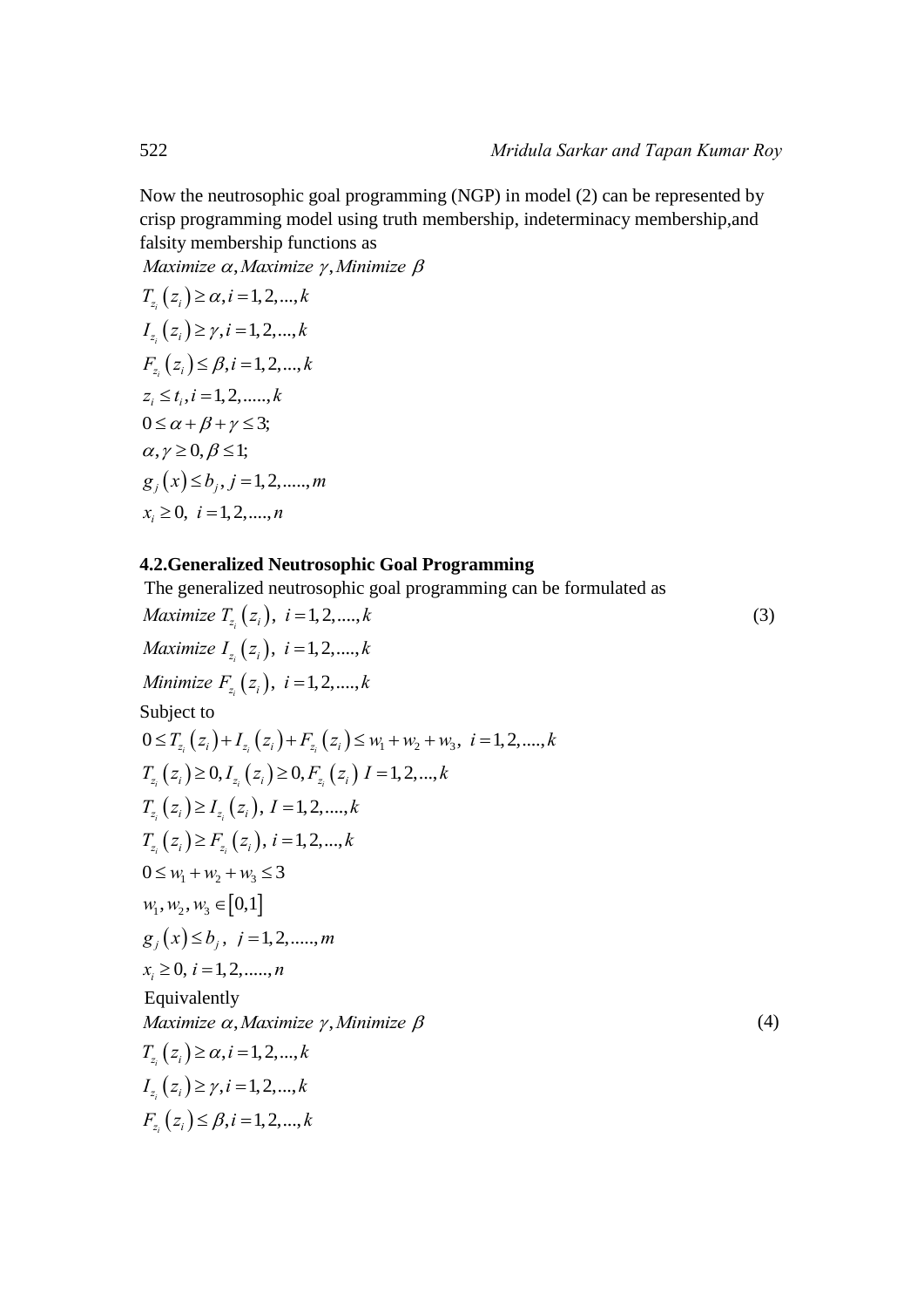Now the neutrosophic goal programming (NGP) in model (2) can be represented by crisp programming model using truth membership, indeterminacy membership,and falsity membership functions as

$$\begin{aligned}
&\textit{Maximize } \alpha, \textit{Maximize } \gamma, \textit{Minimize } \beta \\
&T_{z_i}\left(z_i\right) \geq \alpha, i = 1, 2, ..., k \\
&I_{z_i}\left(z_i\right) \geq \gamma, i = 1, 2, ..., k \\
&F_{z_i}\left(z_i\right) \leq \beta, i = 1, 2, ..., k \\
&z_i \leq t_i, i = 1, 2, ....., k \\
&0 \leq \alpha + \beta + \gamma \leq 3; \\
&\alpha, \gamma \geq 0, \beta \leq 1; \\
&g_j\left(x\right) \leq b_j, j = 1, 2, ....., m \\
&x_i \geq 0, \ i = 1, 2, ...., n
\end{aligned}$$

### 4.2.Generalized Neutrosophic Goal Programming

The generalized neutrosophic goal programming can be formulated as

$$\begin{aligned}
&\textit{Maximize } T_{z_i}\left(z_i\right), \ i = 1, 2, ...., k \qquad (3) \\
&\textit{Maximize } I_{z_i}\left(z_i\right), \ i = 1, 2, ...., k \\
&\textit{Minimize } F_{z_i}\left(z_i\right), \ i = 1, 2, ...., k
\end{aligned}$$

Subject to

$$\begin{aligned}
&0 \leq T_{z_i}\left(z_i\right) + I_{z_i}\left(z_i\right) + F_{z_i}\left(z_i\right) \leq w_1 + w_2 + w_3, \ i = 1, 2, ...., k \\
&T_{z_i}\left(z_i\right) \geq 0, I_{z_i}\left(z_i\right) \geq 0, F_{z_i}\left(z_i\right) \ I = 1, 2, ..., k \\
&T_{z_i}\left(z_i\right) \geq I_{z_i}\left(z_i\right), \ I = 1, 2, ...., k \\
&T_{z_i}\left(z_i\right) \geq F_{z_i}\left(z_i\right), \ i = 1, 2, ..., k \\
&0 \leq w_1 + w_2 + w_3 \leq 3 \\
&w_1, w_2, w_3 \in \left[0, 1\right] \\
&g_j\left(x\right) \leq b_j, \ \ j = 1, 2, ....., m \\
&x_i \geq 0, \ i = 1, 2, ....., n
\end{aligned}$$

Equivalently

$$\begin{aligned}
&\textit{Maximize } \alpha, \textit{Maximize } \gamma, \textit{Minimize } \beta \qquad (4) \\
&T_{z_i}\left(z_i\right) \geq \alpha, i = 1, 2, ..., k \\
&I_{z_i}\left(z_i\right) \geq \gamma, i = 1, 2, ..., k \\
&F_{z_i}\left(z_i\right) \leq \beta, i = 1, 2, ..., k
\end{aligned}$$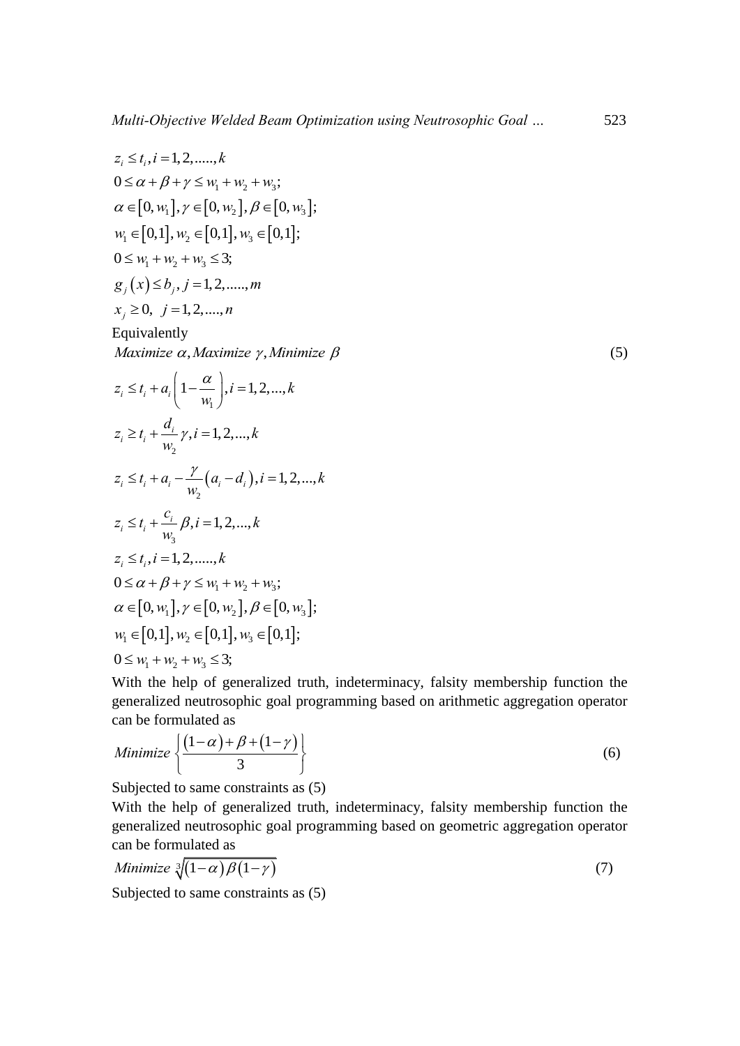$$z_i \le t_i, i = 1,2,.....,k$$

$$0 \le \alpha + \beta + \gamma \le w_1 + w_2 + w_3;$$

$$\alpha \in [0, w_1], \gamma \in [0, w_2], \beta \in [0, w_3];$$

$$w_1 \in [0,1], w_2 \in [0,1], w_3 \in [0,1];$$

$$0 \le w_1 + w_2 + w_3 \le 3;$$

$$g_j(x) \le b_j, j = 1,2,.....,m$$

$$x_j \ge 0, \ \ j = 1,2,....,n$$

Equivalently

$$Maximize\ \alpha, Maximize\ \gamma, Minimize\ \beta \tag{5}$$

$$z_i \le t_i + a_i\left(1 - \frac{\alpha}{w_1}\right), i = 1,2,...,k$$

$$z_i \ge t_i + \frac{d_i}{w_2}\gamma, i = 1,2,...,k$$

$$z_i \le t_i + a_i - \frac{\gamma}{w_2}(a_i - d_i), i = 1,2,...,k$$

$$z_i \le t_i + \frac{c_i}{w_3}\beta, i = 1,2,...,k$$

$$z_i \le t_i, i = 1,2,.....,k$$

$$0 \le \alpha + \beta + \gamma \le w_1 + w_2 + w_3;$$

$$\alpha \in [0, w_1], \gamma \in [0, w_2], \beta \in [0, w_3];$$

$$w_1 \in [0,1], w_2 \in [0,1], w_3 \in [0,1];$$

$$0 \le w_1 + w_2 + w_3 \le 3;$$

With the help of generalized truth, indeterminacy, falsity membership function the generalized neutrosophic goal programming based on arithmetic aggregation operator can be formulated as

$$Minimize\left\{\frac{(1-\alpha) + \beta + (1-\gamma)}{3}\right\} \tag{6}$$

Subjected to same constraints as (5)

With the help of generalized truth, indeterminacy, falsity membership function the generalized neutrosophic goal programming based on geometric aggregation operator can be formulated as

$$Minimize\ \sqrt[3]{(1-\alpha)\beta(1-\gamma)} \tag{7}$$

Subjected to same constraints as (5)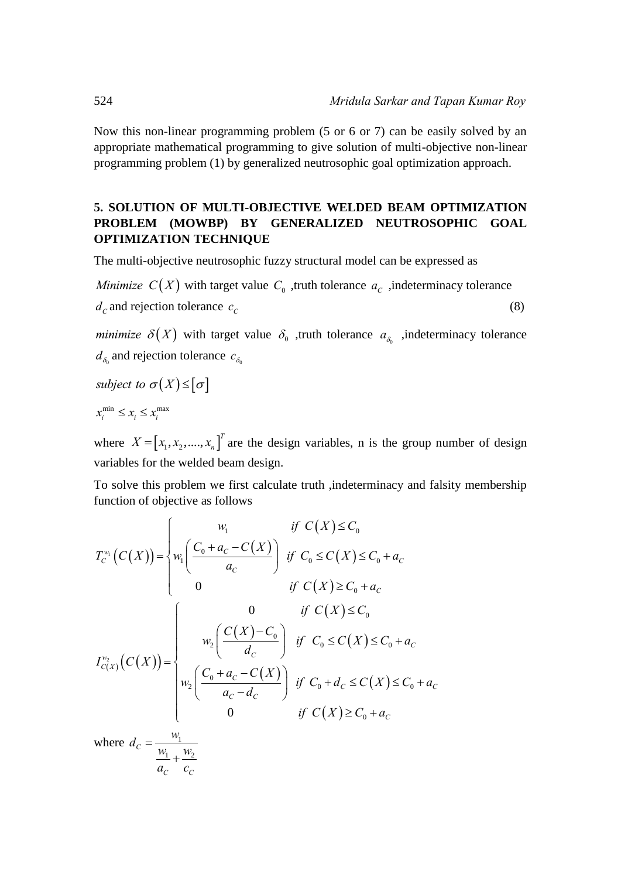Now this non-linear programming problem (5 or 6 or 7) can be easily solved by an appropriate mathematical programming to give solution of multi-objective non-linear programming problem (1) by generalized neutrosophic goal optimization approach.

## 5. SOLUTION OF MULTI-OBJECTIVE WELDED BEAM OPTIMIZATION PROBLEM (MOWBP) BY GENERALIZED NEUTROSOPHIC GOAL OPTIMIZATION TECHNIQUE

The multi-objective neutrosophic fuzzy structural model can be expressed as

*Minimize* $C(X)$ with target value $C_0$ ,truth tolerance $a_C$ ,indeterminacy tolerance $d_C$ and rejection tolerance $c_C$ (8)

*minimize* $\delta(X)$ with target value $\delta_0$ ,truth tolerance $a_{\delta_0}$ ,indeterminacy tolerance $d_{\delta_0}$ and rejection tolerance $c_{\delta_0}$

*subject to* $\sigma(X) \le [\sigma]$

$x_i^{\min} \le x_i \le x_i^{\max}$

where $X = [x_1, x_2, ...., x_n]^T$ are the design variables, n is the group number of design variables for the welded beam design.

To solve this problem we first calculate truth ,indeterminacy and falsity membership function of objective as follows

$$T_C^{w_1}(C(X)) = \begin{cases} w_1 & \text{if } C(X) \le C_0 \\ w_1\left(\dfrac{C_0 + a_C - C(X)}{a_C}\right) & \text{if } C_0 \le C(X) \le C_0 + a_C \\ 0 & \text{if } C(X) \ge C_0 + a_C \end{cases}$$

$$I_{C(X)}^{w_2}(C(X)) = \begin{cases} 0 & \text{if } C(X) \le C_0 \\ w_2\left(\dfrac{C(X) - C_0}{d_C}\right) & \text{if } C_0 \le C(X) \le C_0 + a_C \\ w_2\left(\dfrac{C_0 + a_C - C(X)}{a_C - d_C}\right) & \text{if } C_0 + d_C \le C(X) \le C_0 + a_C \\ 0 & \text{if } C(X) \ge C_0 + a_C \end{cases}$$

where $d_C = \dfrac{w_1}{\dfrac{w_1}{a_C} + \dfrac{w_2}{c_C}}$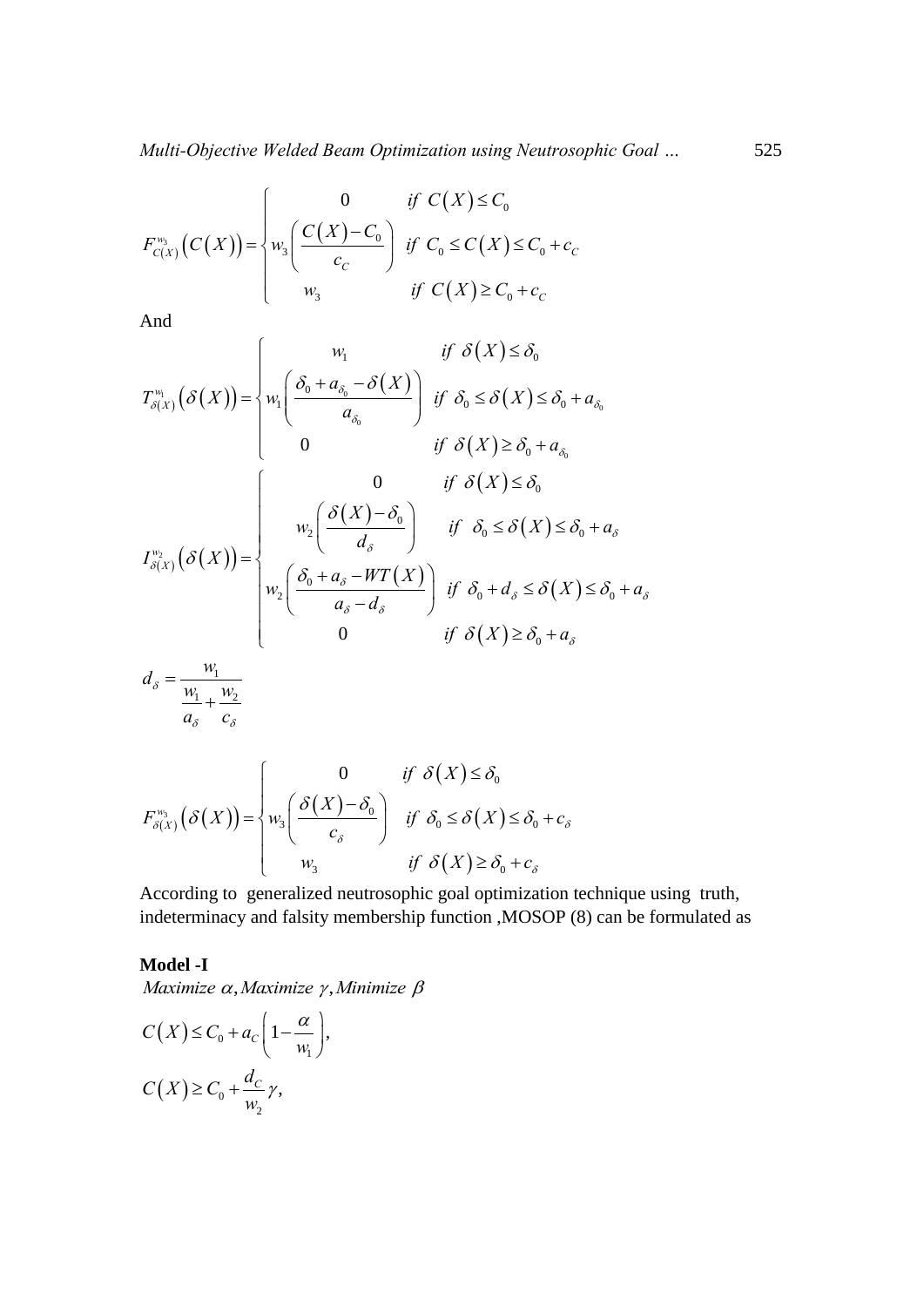$$F_{C(X)}^{w_3}\left(C(X)\right)=\begin{cases}0 & if\ C(X)\le C_0\\ w_3\left(\dfrac{C(X)-C_0}{c_C}\right) & if\ C_0\le C(X)\le C_0+c_C\\ w_3 & if\ C(X)\ge C_0+c_C\end{cases}$$

And

$$T_{\delta(X)}^{w_1}\left(\delta(X)\right)=\begin{cases}w_1 & if\ \delta(X)\le \delta_0\\ w_1\left(\dfrac{\delta_0+a_{\delta_0}-\delta(X)}{a_{\delta_0}}\right) & if\ \delta_0\le \delta(X)\le \delta_0+a_{\delta_0}\\ 0 & if\ \delta(X)\ge \delta_0+a_{\delta_0}\end{cases}$$

$$I_{\delta(X)}^{w_2}\left(\delta(X)\right)=\begin{cases}0 & if\ \delta(X)\le \delta_0\\ w_2\left(\dfrac{\delta(X)-\delta_0}{d_\delta}\right) & if\ \ \delta_0\le \delta(X)\le \delta_0+a_\delta\\ w_2\left(\dfrac{\delta_0+a_\delta-WT(X)}{a_\delta-d_\delta}\right) & if\ \delta_0+d_\delta\le \delta(X)\le \delta_0+a_\delta\\ 0 & if\ \delta(X)\ge \delta_0+a_\delta\end{cases}$$

$$d_\delta=\frac{w_1}{\dfrac{w_1}{a_\delta}+\dfrac{w_2}{c_\delta}}$$

$$F_{\delta(X)}^{w_3}\left(\delta(X)\right)=\begin{cases}0 & if\ \delta(X)\le \delta_0\\ w_3\left(\dfrac{\delta(X)-\delta_0}{c_\delta}\right) & if\ \delta_0\le \delta(X)\le \delta_0+c_\delta\\ w_3 & if\ \delta(X)\ge \delta_0+c_\delta\end{cases}$$

According to generalized neutrosophic goal optimization technique using truth, indeterminacy and falsity membership function ,MOSOP (8) can be formulated as

**Model -I**

*Maximize* $\alpha$, *Maximize* $\gamma$, *Minimize* $\beta$

$$C(X)\le C_0+a_C\left(1-\frac{\alpha}{w_1}\right),$$

$$C(X)\ge C_0+\frac{d_C}{w_2}\gamma,$$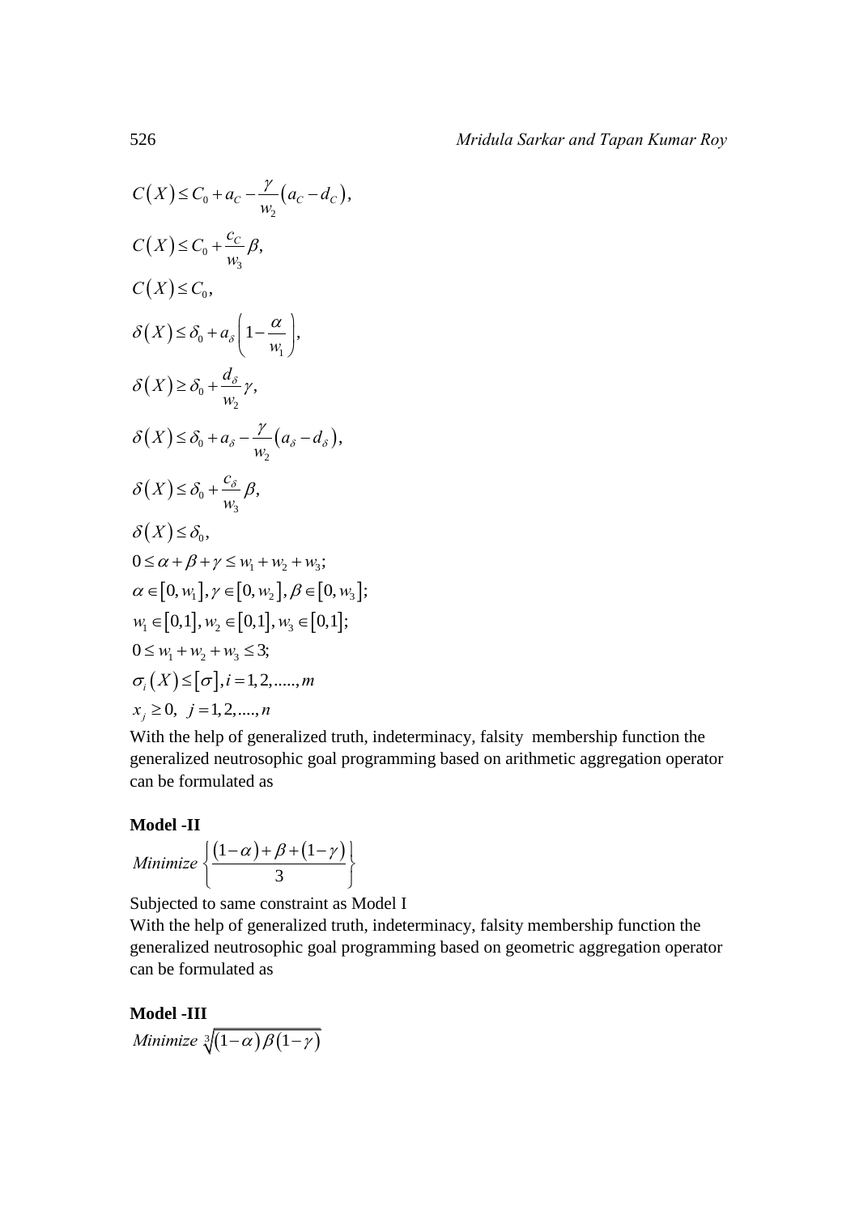$$C(X) \le C_0 + a_C - \frac{\gamma}{w_2}(a_C - d_C),$$

$$C(X) \le C_0 + \frac{c_C}{w_3}\beta,$$

$$C(X) \le C_0,$$

$$\delta(X) \le \delta_0 + a_\delta\left(1 - \frac{\alpha}{w_1}\right),$$

$$\delta(X) \ge \delta_0 + \frac{d_\delta}{w_2}\gamma,$$

$$\delta(X) \le \delta_0 + a_\delta - \frac{\gamma}{w_2}(a_\delta - d_\delta),$$

$$\delta(X) \le \delta_0 + \frac{c_\delta}{w_3}\beta,$$

$$\delta(X) \le \delta_0,$$

$$0 \le \alpha + \beta + \gamma \le w_1 + w_2 + w_3;$$

$$\alpha \in [0, w_1], \gamma \in [0, w_2], \beta \in [0, w_3];$$

$$w_1 \in [0,1], w_2 \in [0,1], w_3 \in [0,1];$$

$$0 \le w_1 + w_2 + w_3 \le 3;$$

$$\sigma_i(X) \le [\sigma], i = 1, 2, ....., m$$

$$x_j \ge 0, \ \ j = 1, 2, ...., n$$

With the help of generalized truth, indeterminacy, falsity membership function the generalized neutrosophic goal programming based on arithmetic aggregation operator can be formulated as

**Model -II**

$$Minimize \left\{ \frac{(1-\alpha) + \beta + (1-\gamma)}{3} \right\}$$

Subjected to same constraint as Model I

With the help of generalized truth, indeterminacy, falsity membership function the generalized neutrosophic goal programming based on geometric aggregation operator can be formulated as

**Model -III**

$$Minimize \sqrt[3]{(1-\alpha)\beta(1-\gamma)}$$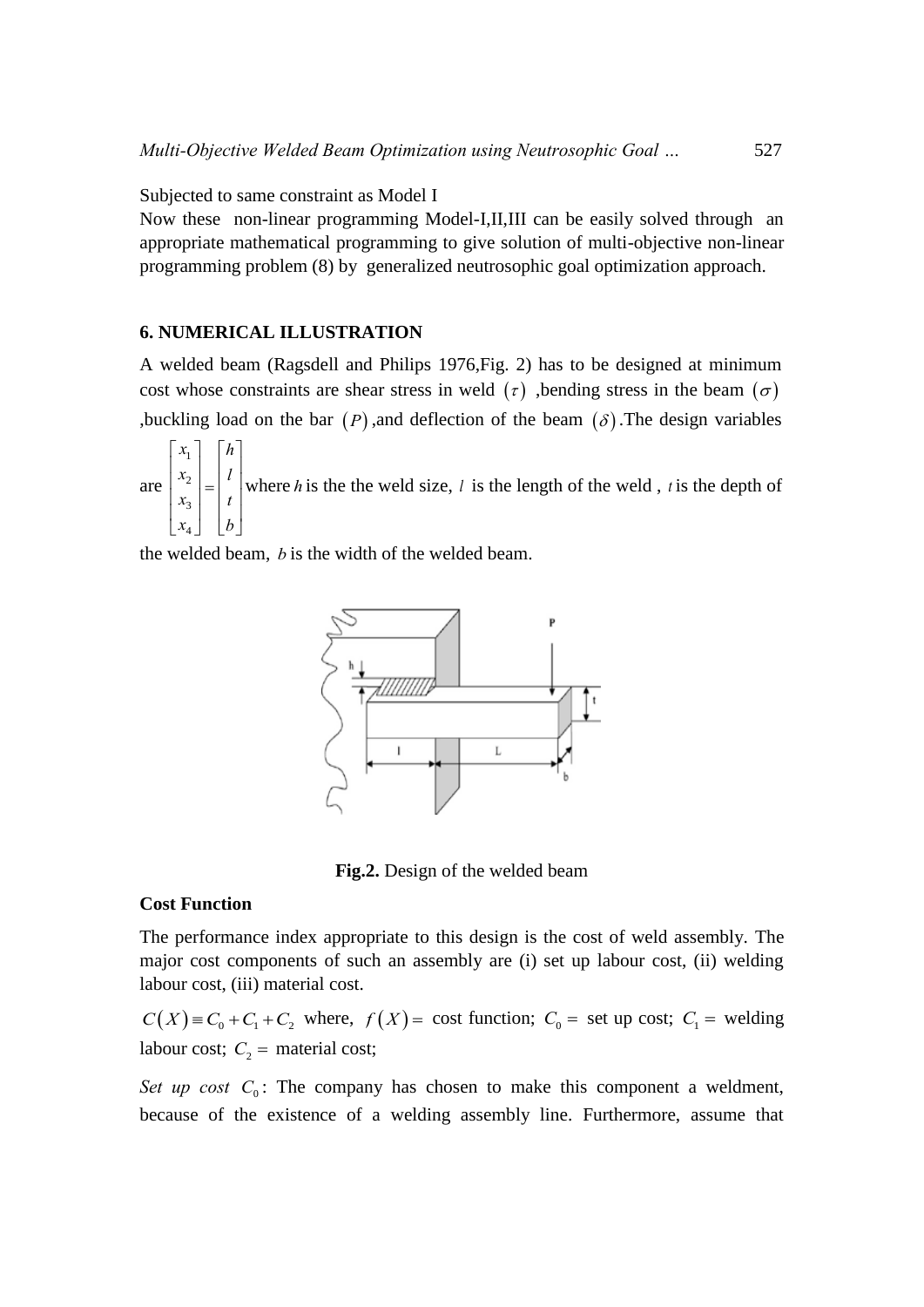Subjected to same constraint as Model I

Now these non-linear programming Model-I,II,III can be easily solved through an appropriate mathematical programming to give solution of multi-objective non-linear programming problem (8) by generalized neutrosophic goal optimization approach.

## 6. NUMERICAL ILLUSTRATION

A welded beam (Ragsdell and Philips 1976,Fig. 2) has to be designed at minimum cost whose constraints are shear stress in weld $(\tau)$ ,bending stress in the beam $(\sigma)$ ,buckling load on the bar $(P)$ ,and deflection of the beam $(\delta)$ .The design variables are $\begin{bmatrix} x_1 \\ x_2 \\ x_3 \\ x_4 \end{bmatrix} = \begin{bmatrix} h \\ l \\ t \\ b \end{bmatrix}$ where $h$ is the the weld size, $l$ is the length of the weld , $t$ is the depth of the welded beam, $b$ is the width of the welded beam.

**Fig.2.** Design of the welded beam

**Cost Function**

The performance index appropriate to this design is the cost of weld assembly. The major cost components of such an assembly are (i) set up labour cost, (ii) welding labour cost, (iii) material cost.

$C(X) \equiv C_0 + C_1 + C_2$ where, $f(X) =$ cost function; $C_0 =$ set up cost; $C_1 =$ welding labour cost; $C_2 =$ material cost;

*Set up cost* $C_0$: The company has chosen to make this component a weldment, because of the existence of a welding assembly line. Furthermore, assume that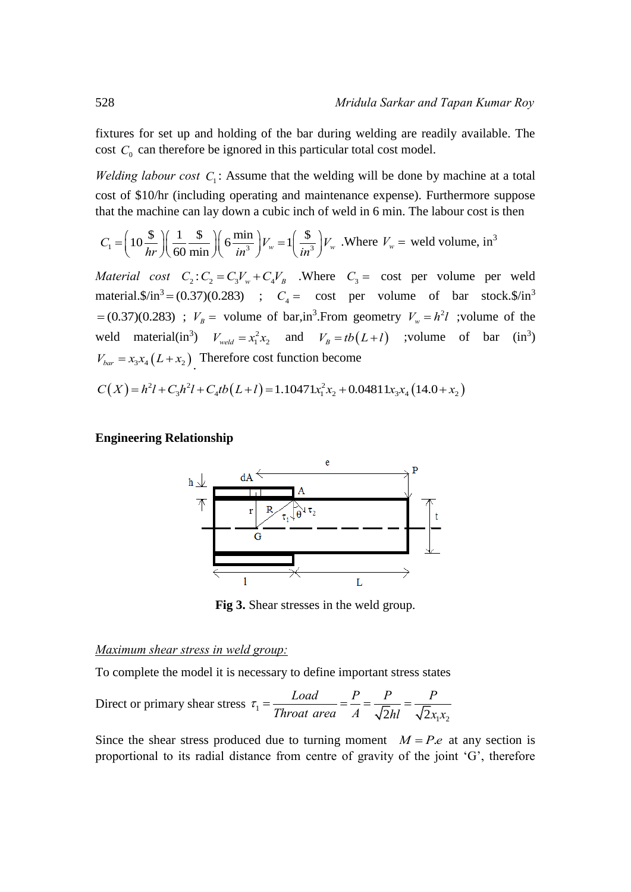fixtures for set up and holding of the bar during welding are readily available. The cost $C_0$ can therefore be ignored in this particular total cost model.

*Welding labour cost* $C_1$: Assume that the welding will be done by machine at a total cost of \$10/hr (including operating and maintenance expense). Furthermore suppose that the machine can lay down a cubic inch of weld in 6 min. The labour cost is then

$$C_1 = \left(10\frac{\$}{hr}\right)\left(\frac{1}{60}\frac{\$}{\min}\right)\left(6\frac{\min}{in^3}\right)V_w = 1\left(\frac{\$}{in^3}\right)V_w$$ .Where $V_w =$ weld volume, in$^3$

*Material cost* $C_2 : C_2 = C_3V_w + C_4V_B$ .Where $C_3 =$ cost per volume per weld material.\$/in$^3 = (0.37)(0.283)$ ; $C_4 =$ cost per volume of bar stock.\$/in$^3$ $= (0.37)(0.283)$ ; $V_B =$ volume of bar,in$^3$.From geometry $V_w = h^2 l$ ;volume of the weld material(in$^3$) $V_{weld} = x_1^2 x_2$ and $V_B = tb(L+l)$ ;volume of bar (in$^3$) $V_{bar} = x_3 x_4 (L + x_2)$. Therefore cost function become

$$C(X) = h^2 l + C_3 h^2 l + C_4 tb(L+l) = 1.10471 x_1^2 x_2 + 0.04811 x_3 x_4 (14.0 + x_2)$$

**Engineering Relationship**

**Fig 3.** Shear stresses in the weld group.

<u>*Maximum shear stress in weld group:*</u>

To complete the model it is necessary to define important stress states

Direct or primary shear stress $\tau_1 = \dfrac{Load}{Throat\ area} = \dfrac{P}{A} = \dfrac{P}{\sqrt{2}hl} = \dfrac{P}{\sqrt{2}x_1 x_2}$

Since the shear stress produced due to turning moment $M = P.e$ at any section is proportional to its radial distance from centre of gravity of the joint 'G', therefore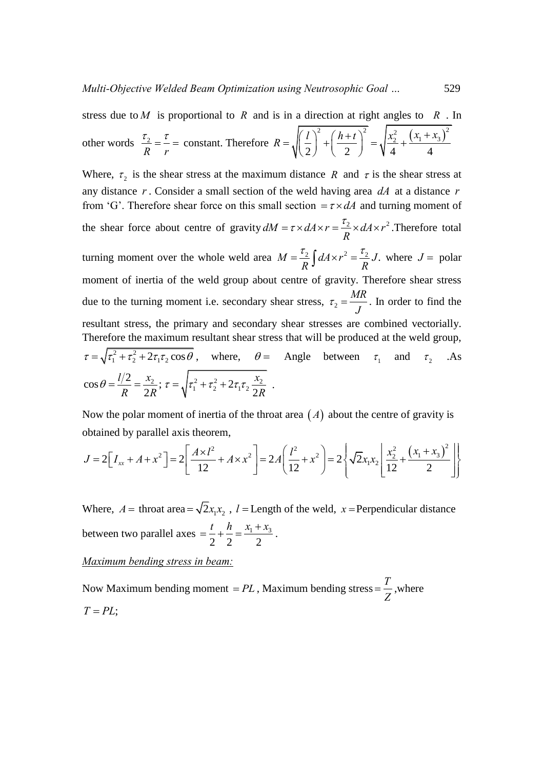stress due to $M$ is proportional to $R$ and is in a direction at right angles to $R$. In other words $\frac{\tau_2}{R} = \frac{\tau}{r} =$ constant. Therefore $R = \sqrt{\left(\frac{l}{2}\right)^2 + \left(\frac{h+t}{2}\right)^2} = \sqrt{\frac{x_2^2}{4} + \frac{(x_1+x_3)^2}{4}}$

Where, $\tau_2$ is the shear stress at the maximum distance $R$ and $\tau$ is the shear stress at any distance $r$. Consider a small section of the weld having area $dA$ at a distance $r$ from 'G'. Therefore shear force on this small section $= \tau \times dA$ and turning moment of the shear force about centre of gravity $dM = \tau \times dA \times r = \frac{\tau_2}{R} \times dA \times r^2$. Therefore total turning moment over the whole weld area $M = \frac{\tau_2}{R} \int dA \times r^2 = \frac{\tau_2}{R} J$. where $J =$ polar moment of inertia of the weld group about centre of gravity. Therefore shear stress due to the turning moment i.e. secondary shear stress, $\tau_2 = \frac{MR}{J}$. In order to find the resultant stress, the primary and secondary shear stresses are combined vectorially. Therefore the maximum resultant shear stress that will be produced at the weld group, $\tau = \sqrt{\tau_1^2 + \tau_2^2 + 2\tau_1\tau_2 \cos\theta}$, where, $\theta =$ Angle between $\tau_1$ and $\tau_2$ .As $\cos\theta = \frac{l/2}{R} = \frac{x_2}{2R}$; $\tau = \sqrt{\tau_1^2 + \tau_2^2 + 2\tau_1\tau_2 \frac{x_2}{2R}}$ .

Now the polar moment of inertia of the throat area $(A)$ about the centre of gravity is obtained by parallel axis theorem,

$$J = 2\left[I_{xx} + A + x^2\right] = 2\left[\frac{A \times l^2}{12} + A \times x^2\right] = 2A\left(\frac{l^2}{12} + x^2\right) = 2\left\{\sqrt{2}x_1x_2\left[\frac{x_2^2}{12} + \frac{(x_1+x_3)^2}{2}\right]\right\}$$

Where, $A =$ throat area $= \sqrt{2}x_1x_2$ , $l =$ Length of the weld, $x =$ Perpendicular distance between two parallel axes $= \frac{t}{2} + \frac{h}{2} = \frac{x_1+x_3}{2}$ .

*Maximum bending stress in beam:*

Now Maximum bending moment $= PL$, Maximum bending stress $= \frac{T}{Z}$ ,where $T = PL$;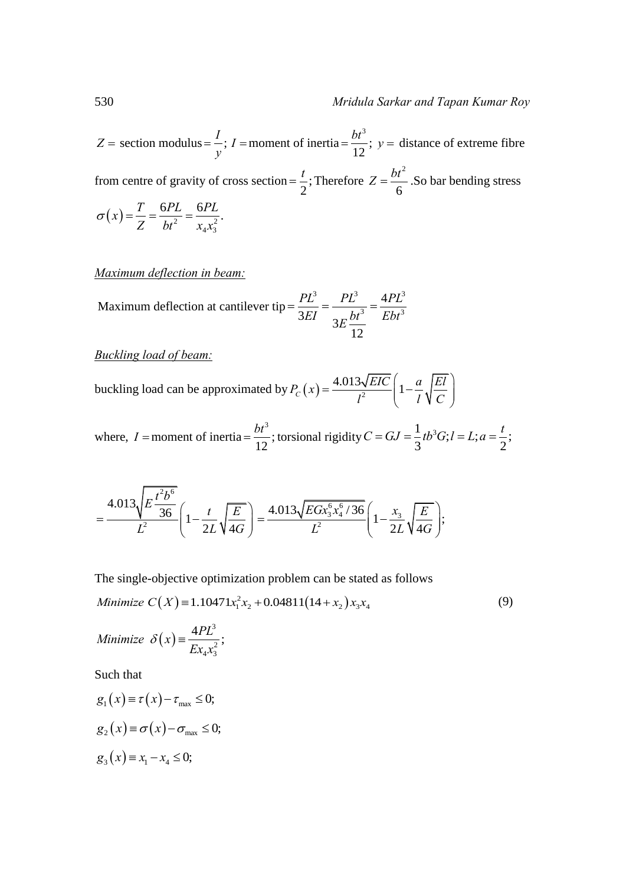$Z =$ section modulus $= \frac{I}{y}$; $I =$ moment of inertia $= \frac{bt^3}{12}$; $y =$ distance of extreme fibre from centre of gravity of cross section $= \frac{t}{2}$; Therefore $Z = \frac{bt^2}{6}$ .So bar bending stress $\sigma(x) = \frac{T}{Z} = \frac{6PL}{bt^2} = \frac{6PL}{x_4 x_3^2}$.

*Maximum deflection in beam:*

Maximum deflection at cantilever tip $= \frac{PL^3}{3EI} = \frac{PL^3}{3E\frac{bt^3}{12}} = \frac{4PL^3}{Ebt^3}$

*Buckling load of beam:*

buckling load can be approximated by $P_C(x) = \frac{4.013\sqrt{EIC}}{l^2}\left(1 - \frac{a}{l}\sqrt{\frac{El}{C}}\right)$

where, $I =$ moment of inertia $= \frac{bt^3}{12}$; torsional rigidity $C = GJ = \frac{1}{3}tb^3G; l = L; a = \frac{t}{2}$;

$$= \frac{4.013\sqrt{E\frac{t^2b^6}{36}}}{L^2}\left(1 - \frac{t}{2L}\sqrt{\frac{E}{4G}}\right) = \frac{4.013\sqrt{EGx_3^6x_4^6/36}}{L^2}\left(1 - \frac{x_3}{2L}\sqrt{\frac{E}{4G}}\right);$$

The single-objective optimization problem can be stated as follows

$$Minimize\ C(X) \equiv 1.10471x_1^2x_2 + 0.04811(14 + x_2)x_3x_4 \tag{9}$$

$$Minimize\ \delta(x) \equiv \frac{4PL^3}{Ex_4x_3^2};$$

Such that

$$g_1(x) \equiv \tau(x) - \tau_{\max} \le 0;$$

$$g_2(x) \equiv \sigma(x) - \sigma_{\max} \le 0;$$

$$g_3(x) \equiv x_1 - x_4 \le 0;$$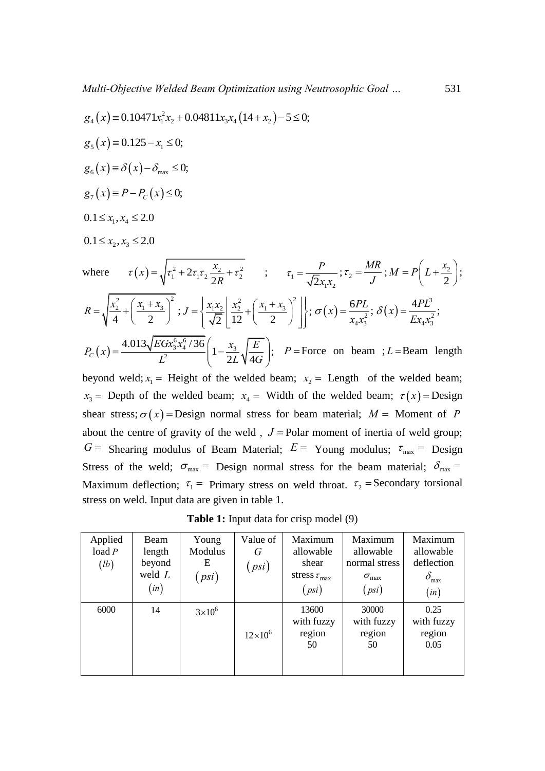$$g_4(x) \equiv 0.10471x_1^2 x_2 + 0.04811x_3 x_4 (14 + x_2) - 5 \le 0;$$

$$g_5(x) \equiv 0.125 - x_1 \le 0;$$

$$g_6(x) \equiv \delta(x) - \delta_{\max} \le 0;$$

$$g_7(x) \equiv P - P_C(x) \le 0;$$

$$0.1 \le x_1, x_4 \le 2.0$$

$$0.1 \le x_2, x_3 \le 2.0$$

where $\tau(x) = \sqrt{\tau_1^2 + 2\tau_1\tau_2 \frac{x_2}{2R} + \tau_2^2}$ ; $\tau_1 = \frac{P}{\sqrt{2}x_1x_2}$; $\tau_2 = \frac{MR}{J}$; $M = P\left(L + \frac{x_2}{2}\right)$;

$R = \sqrt{\frac{x_2^2}{4} + \left(\frac{x_1 + x_3}{2}\right)^2}$ ; $J = \left\{\frac{x_1x_2}{\sqrt{2}}\left[\frac{x_2^2}{12} + \left(\frac{x_1 + x_3}{2}\right)^2\right]\right\}$; $\sigma(x) = \frac{6PL}{x_4x_3^2}$; $\delta(x) = \frac{4PL^3}{Ex_4x_3^2}$;

$P_C(x) = \frac{4.013\sqrt{EGx_3^6x_4^6/36}}{L^2}\left(1 - \frac{x_3}{2L}\sqrt{\frac{E}{4G}}\right)$; $P =$ Force on beam ; $L =$ Beam length beyond weld; $x_1 =$ Height of the welded beam; $x_2 =$ Length of the welded beam; $x_3 =$ Depth of the welded beam; $x_4 =$ Width of the welded beam; $\tau(x) =$ Design shear stress; $\sigma(x) =$ Design normal stress for beam material; $M =$ Moment of $P$ about the centre of gravity of the weld , $J =$ Polar moment of inertia of weld group; $G =$ Shearing modulus of Beam Material; $E =$ Young modulus; $\tau_{\max} =$ Design Stress of the weld; $\sigma_{\max} =$ Design normal stress for the beam material; $\delta_{\max} =$ Maximum deflection; $\tau_1 =$ Primary stress on weld throat. $\tau_2 =$ Secondary torsional stress on weld. Input data are given in table 1.

**Table 1:** Input data for crisp model (9)

| Applied load $P$ $(lb)$ | Beam length beyond weld $L$ $(in)$ | Young Modulus E $(psi)$ | Value of $G$ $(psi)$ | Maximum allowable shear stress $\tau_{\max}$ $(psi)$ | Maximum allowable normal stress $\sigma_{\max}$ $(psi)$ | Maximum allowable deflection $\delta_{\max}$ $(in)$ |
|---|---|---|---|---|---|---|
| 6000 | 14 | $3\times10^6$ | $12\times10^6$ | 13600 with fuzzy region 50 | 30000 with fuzzy region 50 | 0.25 with fuzzy region 0.05 |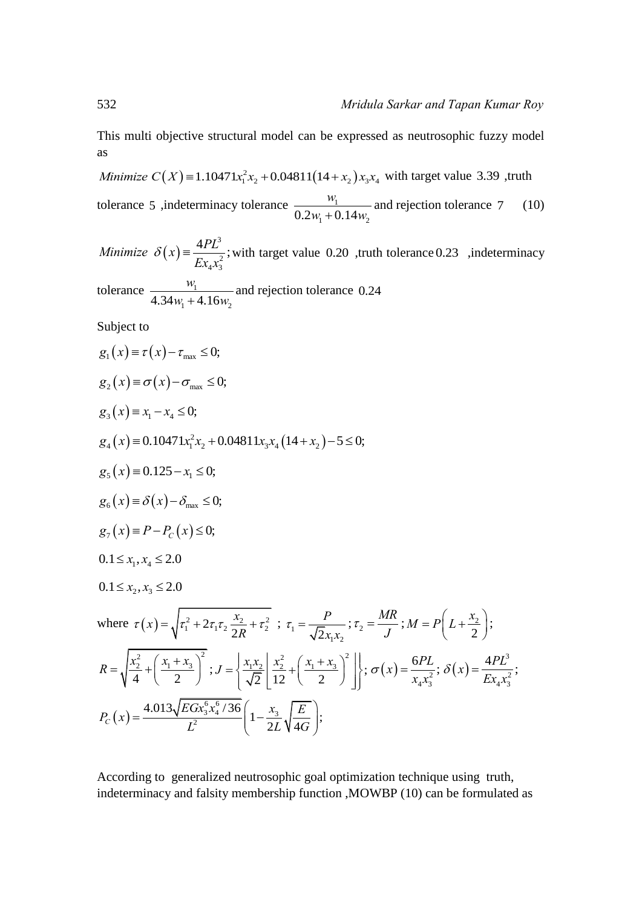This multi objective structural model can be expressed as neutrosophic fuzzy model as

$Minimize\ C(X) \equiv 1.10471 x_1^2 x_2 + 0.04811(14 + x_2) x_3 x_4$ with target value $3.39$ ,truth tolerance $5$ ,indeterminacy tolerance $\dfrac{w_1}{0.2w_1 + 0.14w_2}$ and rejection tolerance $7$ (10)

$Minimize\ \delta(x) \equiv \dfrac{4PL^3}{Ex_4 x_3^2}$; with target value $0.20$ ,truth tolerance $0.23$ ,indeterminacy tolerance $\dfrac{w_1}{4.34w_1 + 4.16w_2}$ and rejection tolerance $0.24$

Subject to

$$g_1(x) \equiv \tau(x) - \tau_{\max} \le 0;$$

$$g_2(x) \equiv \sigma(x) - \sigma_{\max} \le 0;$$

$$g_3(x) \equiv x_1 - x_4 \le 0;$$

$$g_4(x) \equiv 0.10471 x_1^2 x_2 + 0.04811 x_3 x_4 (14 + x_2) - 5 \le 0;$$

$$g_5(x) \equiv 0.125 - x_1 \le 0;$$

$$g_6(x) \equiv \delta(x) - \delta_{\max} \le 0;$$

$$g_7(x) \equiv P - P_C(x) \le 0;$$

$$0.1 \le x_1, x_4 \le 2.0$$

$$0.1 \le x_2, x_3 \le 2.0$$

where $\tau(x) = \sqrt{\tau_1^2 + 2\tau_1\tau_2 \dfrac{x_2}{2R} + \tau_2^2}$ ; $\tau_1 = \dfrac{P}{\sqrt{2}x_1 x_2}$; $\tau_2 = \dfrac{MR}{J}$; $M = P\left(L + \dfrac{x_2}{2}\right)$;

$R = \sqrt{\dfrac{x_2^2}{4} + \left(\dfrac{x_1 + x_3}{2}\right)^2}$ ; $J = \left\{\dfrac{x_1 x_2}{\sqrt{2}}\left[\dfrac{x_2^2}{12} + \left(\dfrac{x_1 + x_3}{2}\right)^2\right]\right\}$; $\sigma(x) = \dfrac{6PL}{x_4 x_3^2}$; $\delta(x) = \dfrac{4PL^3}{Ex_4 x_3^2}$;

$P_C(x) = \dfrac{4.013\sqrt{EGx_3^6 x_4^6 / 36}}{L^2}\left(1 - \dfrac{x_3}{2L}\sqrt{\dfrac{E}{4G}}\right)$;

According to generalized neutrosophic goal optimization technique using truth, indeterminacy and falsity membership function ,MOWBP (10) can be formulated as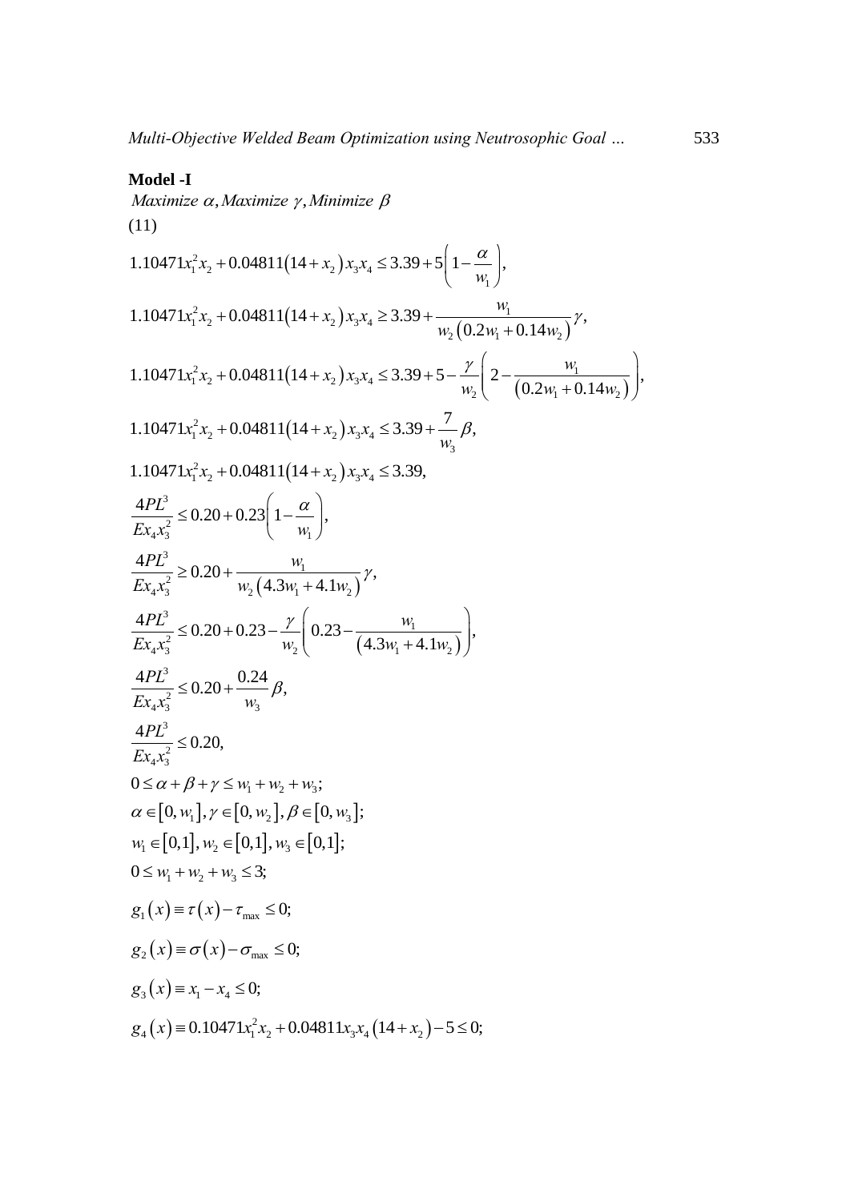**Model -I**

*Maximize* $\alpha$, *Maximize* $\gamma$, *Minimize* $\beta$

(11)

$$1.10471x_1^2x_2 + 0.04811(14 + x_2)x_3x_4 \le 3.39 + 5\left(1 - \frac{\alpha}{w_1}\right),$$

$$1.10471x_1^2x_2 + 0.04811(14 + x_2)x_3x_4 \ge 3.39 + \frac{w_1}{w_2(0.2w_1 + 0.14w_2)}\gamma,$$

$$1.10471x_1^2x_2 + 0.04811(14 + x_2)x_3x_4 \le 3.39 + 5 - \frac{\gamma}{w_2}\left(2 - \frac{w_1}{(0.2w_1 + 0.14w_2)}\right),$$

$$1.10471x_1^2x_2 + 0.04811(14 + x_2)x_3x_4 \le 3.39 + \frac{7}{w_3}\beta,$$

$$1.10471x_1^2x_2 + 0.04811(14 + x_2)x_3x_4 \le 3.39,$$

$$\frac{4PL^3}{Ex_4x_3^2} \le 0.20 + 0.23\left(1 - \frac{\alpha}{w_1}\right),$$

$$\frac{4PL^3}{Ex_4x_3^2} \ge 0.20 + \frac{w_1}{w_2(4.3w_1 + 4.1w_2)}\gamma,$$

$$\frac{4PL^3}{Ex_4x_3^2} \le 0.20 + 0.23 - \frac{\gamma}{w_2}\left(0.23 - \frac{w_1}{(4.3w_1 + 4.1w_2)}\right),$$

$$\frac{4PL^3}{Ex_4x_3^2} \le 0.20 + \frac{0.24}{w_3}\beta,$$

$$\frac{4PL^3}{Ex_4x_3^2} \le 0.20,$$

$$0 \le \alpha + \beta + \gamma \le w_1 + w_2 + w_3;$$

$$\alpha \in [0, w_1], \gamma \in [0, w_2], \beta \in [0, w_3];$$

$$w_1 \in [0,1], w_2 \in [0,1], w_3 \in [0,1];$$

$$0 \le w_1 + w_2 + w_3 \le 3;$$

$$g_1(x) \equiv \tau(x) - \tau_{\max} \le 0;$$

$$g_2(x) \equiv \sigma(x) - \sigma_{\max} \le 0;$$

$$g_3(x) \equiv x_1 - x_4 \le 0;$$

$$g_4(x) \equiv 0.10471x_1^2x_2 + 0.04811x_3x_4(14 + x_2) - 5 \le 0;$$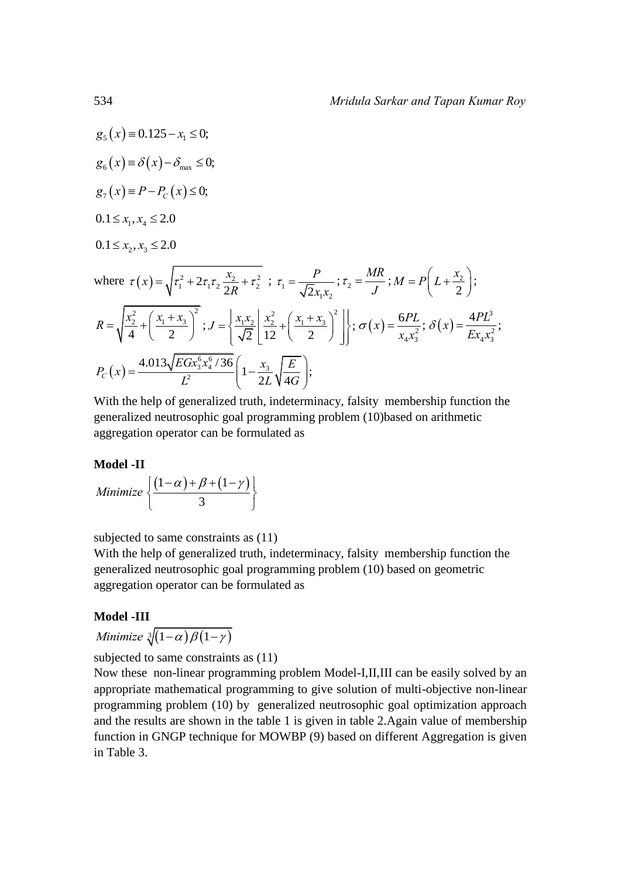$$g_5(x) \equiv 0.125 - x_1 \le 0;$$

$$g_6(x) \equiv \delta(x) - \delta_{\max} \le 0;$$

$$g_7(x) \equiv P - P_C(x) \le 0;$$

$$0.1 \le x_1, x_4 \le 2.0$$

$$0.1 \le x_2, x_3 \le 2.0$$

where $\tau(x) = \sqrt{\tau_1^2 + 2\tau_1\tau_2 \frac{x_2}{2R} + \tau_2^2}$ ; $\tau_1 = \frac{P}{\sqrt{2}x_1x_2}$ ; $\tau_2 = \frac{MR}{J}$ ; $M = P\left(L + \frac{x_2}{2}\right)$;

$R = \sqrt{\frac{x_2^2}{4} + \left(\frac{x_1 + x_3}{2}\right)^2}$ ; $J = \left\{\frac{x_1x_2}{\sqrt{2}}\left[\frac{x_2^2}{12} + \left(\frac{x_1 + x_3}{2}\right)^2\right]\right\}$; $\sigma(x) = \frac{6PL}{x_4x_3^2}$; $\delta(x) = \frac{4PL^3}{Ex_4x_3^2}$;

$P_C(x) = \frac{4.013\sqrt{EGx_3^6x_4^6/36}}{L^2}\left(1 - \frac{x_3}{2L}\sqrt{\frac{E}{4G}}\right)$;

With the help of generalized truth, indeterminacy, falsity membership function the generalized neutrosophic goal programming problem (10)based on arithmetic aggregation operator can be formulated as

**Model -II**

$$Minimize \left\{\frac{(1-\alpha) + \beta + (1-\gamma)}{3}\right\}$$

subjected to same constraints as (11)

With the help of generalized truth, indeterminacy, falsity membership function the generalized neutrosophic goal programming problem (10) based on geometric aggregation operator can be formulated as

**Model -III**

$$Minimize \sqrt[3]{(1-\alpha)\beta(1-\gamma)}$$

subjected to same constraints as (11)

Now these non-linear programming problem Model-I,II,III can be easily solved by an appropriate mathematical programming to give solution of multi-objective non-linear programming problem (10) by generalized neutrosophic goal optimization approach and the results are shown in the table 1 is given in table 2.Again value of membership function in GNGP technique for MOWBP (9) based on different Aggregation is given in Table 3.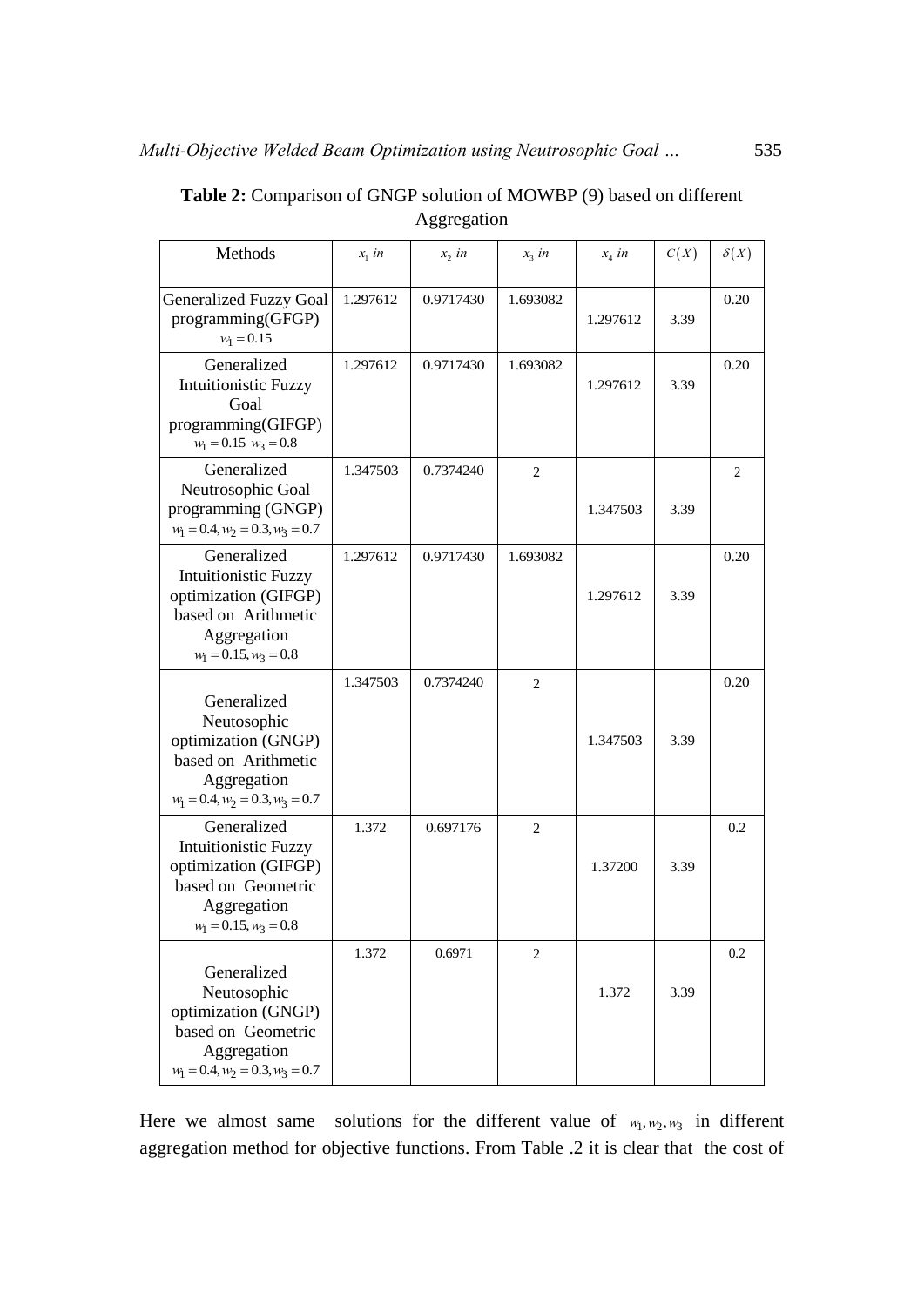**Table 2:** Comparison of GNGP solution of MOWBP (9) based on different Aggregation

| Methods | $x_1$ *in* | $x_2$ *in* | $x_3$ *in* | $x_4$ *in* | $C(X)$ | $\delta(X)$ |
|---|---|---|---|---|---|---|
| Generalized Fuzzy Goal programming(GFGP) $w_1 = 0.15$ | 1.297612 | 0.9717430 | 1.693082 | 1.297612 | 3.39 | 0.20 |
| Generalized Intuitionistic Fuzzy Goal programming(GIFGP) $w_1 = 0.15$ $w_3 = 0.8$ | 1.297612 | 0.9717430 | 1.693082 | 1.297612 | 3.39 | 0.20 |
| Generalized Neutrosophic Goal programming (GNGP) $w_1 = 0.4, w_2 = 0.3, w_3 = 0.7$ | 1.347503 | 0.7374240 | 2 | 1.347503 | 3.39 | 2 |
| Generalized Intuitionistic Fuzzy optimization (GIFGP) based on Arithmetic Aggregation $w_1 = 0.15, w_3 = 0.8$ | 1.297612 | 0.9717430 | 1.693082 | 1.297612 | 3.39 | 0.20 |
| Generalized Neutosophic optimization (GNGP) based on Arithmetic Aggregation $w_1 = 0.4, w_2 = 0.3, w_3 = 0.7$ | 1.347503 | 0.7374240 | 2 | 1.347503 | 3.39 | 0.20 |
| Generalized Intuitionistic Fuzzy optimization (GIFGP) based on Geometric Aggregation $w_1 = 0.15, w_3 = 0.8$ | 1.372 | 0.697176 | 2 | 1.37200 | 3.39 | 0.2 |
| Generalized Neutosophic optimization (GNGP) based on Geometric Aggregation $w_1 = 0.4, w_2 = 0.3, w_3 = 0.7$ | 1.372 | 0.6971 | 2 | 1.372 | 3.39 | 0.2 |

Here we almost same solutions for the different value of $w_1, w_2, w_3$ in different aggregation method for objective functions. From Table .2 it is clear that the cost of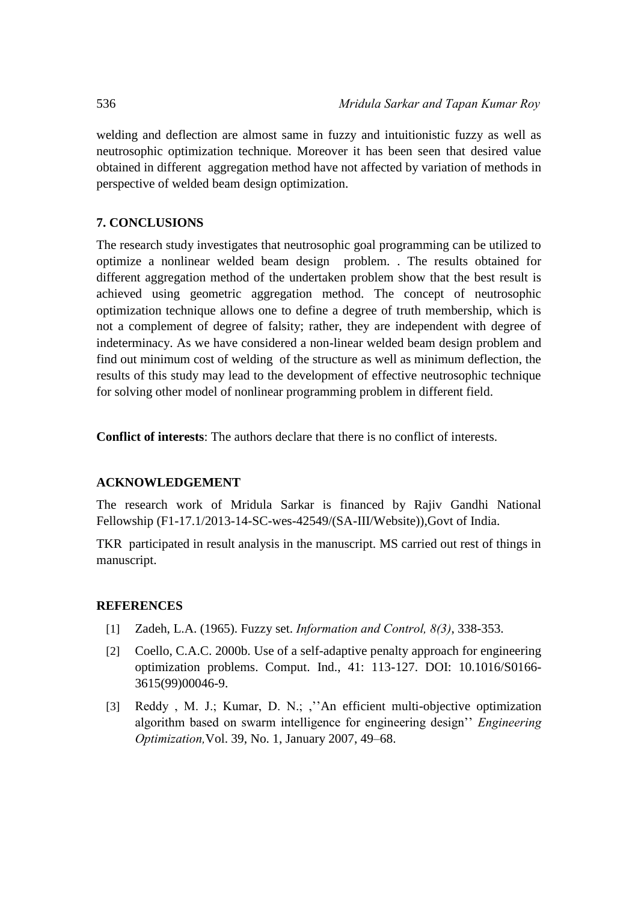welding and deflection are almost same in fuzzy and intuitionistic fuzzy as well as neutrosophic optimization technique. Moreover it has been seen that desired value obtained in different aggregation method have not affected by variation of methods in perspective of welded beam design optimization.

## 7. CONCLUSIONS

The research study investigates that neutrosophic goal programming can be utilized to optimize a nonlinear welded beam design problem. . The results obtained for different aggregation method of the undertaken problem show that the best result is achieved using geometric aggregation method. The concept of neutrosophic optimization technique allows one to define a degree of truth membership, which is not a complement of degree of falsity; rather, they are independent with degree of indeterminacy. As we have considered a non-linear welded beam design problem and find out minimum cost of welding of the structure as well as minimum deflection, the results of this study may lead to the development of effective neutrosophic technique for solving other model of nonlinear programming problem in different field.

**Conflict of interests**: The authors declare that there is no conflict of interests.

## ACKNOWLEDGEMENT

The research work of Mridula Sarkar is financed by Rajiv Gandhi National Fellowship (F1-17.1/2013-14-SC-wes-42549/(SA-III/Website)),Govt of India.

TKR participated in result analysis in the manuscript. MS carried out rest of things in manuscript.

## REFERENCES

[1] Zadeh, L.A. (1965). Fuzzy set. *Information and Control, 8(3)*, 338-353.

[2] Coello, C.A.C. 2000b. Use of a self-adaptive penalty approach for engineering optimization problems. Comput. Ind., 41: 113-127. DOI: 10.1016/S0166-3615(99)00046-9.

[3] Reddy , M. J.; Kumar, D. N.; ,''An efficient multi-objective optimization algorithm based on swarm intelligence for engineering design'' *Engineering Optimization,*Vol. 39, No. 1, January 2007, 49–68.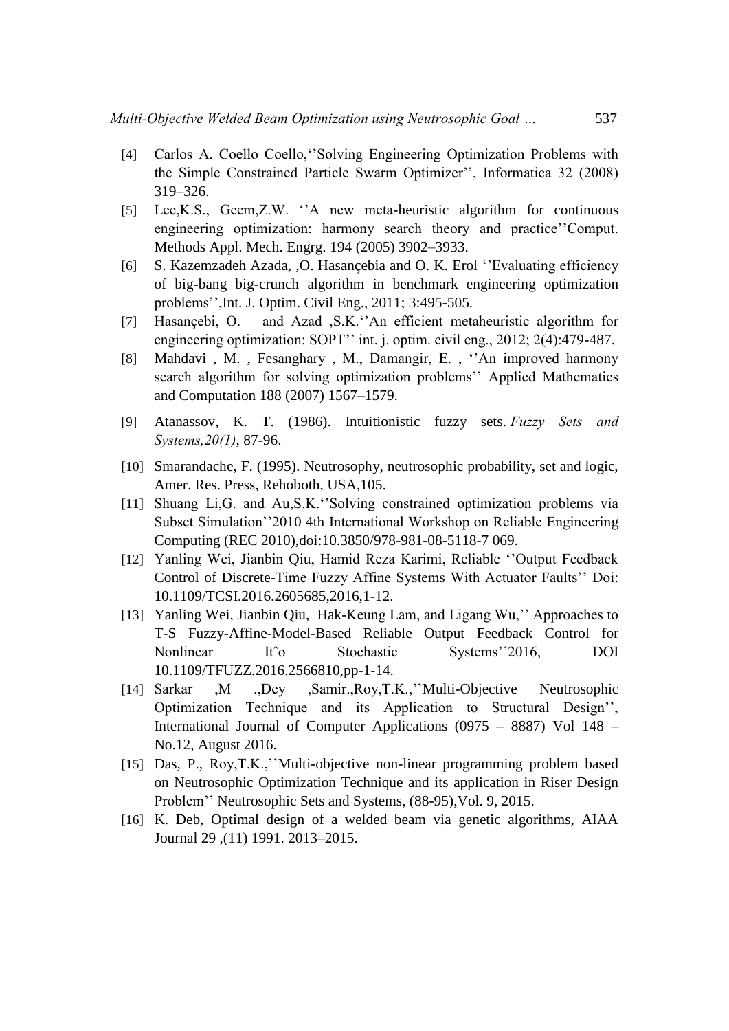[4] Carlos A. Coello Coello,''Solving Engineering Optimization Problems with the Simple Constrained Particle Swarm Optimizer'', Informatica 32 (2008) 319–326.

[5] Lee,K.S., Geem,Z.W. ''A new meta-heuristic algorithm for continuous engineering optimization: harmony search theory and practice''Comput. Methods Appl. Mech. Engrg. 194 (2005) 3902–3933.

[6] S. Kazemzadeh Azada, ,O. Hasançebia and O. K. Erol ''Evaluating efficiency of big-bang big-crunch algorithm in benchmark engineering optimization problems'',Int. J. Optim. Civil Eng., 2011; 3:495-505.

[7] Hasançebi, O. and Azad ,S.K.''An efficient metaheuristic algorithm for engineering optimization: SOPT'' int. j. optim. civil eng., 2012; 2(4):479-487.

[8] Mahdavi , M. , Fesanghary , M., Damangir, E. , ''An improved harmony search algorithm for solving optimization problems'' Applied Mathematics and Computation 188 (2007) 1567–1579.

[9] Atanassov, K. T. (1986). Intuitionistic fuzzy sets. *Fuzzy Sets and Systems,20(1)*, 87-96.

[10] Smarandache, F. (1995). Neutrosophy, neutrosophic probability, set and logic, Amer. Res. Press, Rehoboth, USA,105.

[11] Shuang Li,G. and Au,S.K.''Solving constrained optimization problems via Subset Simulation''2010 4th International Workshop on Reliable Engineering Computing (REC 2010),doi:10.3850/978-981-08-5118-7 069.

[12] Yanling Wei, Jianbin Qiu, Hamid Reza Karimi, Reliable ''Output Feedback Control of Discrete-Time Fuzzy Affine Systems With Actuator Faults'' Doi: 10.1109/TCSI.2016.2605685,2016,1-12.

[13] Yanling Wei, Jianbin Qiu, Hak-Keung Lam, and Ligang Wu,'' Approaches to T-S Fuzzy-Affine-Model-Based Reliable Output Feedback Control for Nonlinear Itˆo Stochastic Systems''2016, DOI 10.1109/TFUZZ.2016.2566810,pp-1-14.

[14] Sarkar ,M .,Dey ,Samir.,Roy,T.K.,''Multi-Objective Neutrosophic Optimization Technique and its Application to Structural Design'', International Journal of Computer Applications (0975 – 8887) Vol 148 – No.12, August 2016.

[15] Das, P., Roy,T.K.,''Multi-objective non-linear programming problem based on Neutrosophic Optimization Technique and its application in Riser Design Problem'' Neutrosophic Sets and Systems, (88-95),Vol. 9, 2015.

[16] K. Deb, Optimal design of a welded beam via genetic algorithms, AIAA Journal 29 ,(11) 1991. 2013–2015.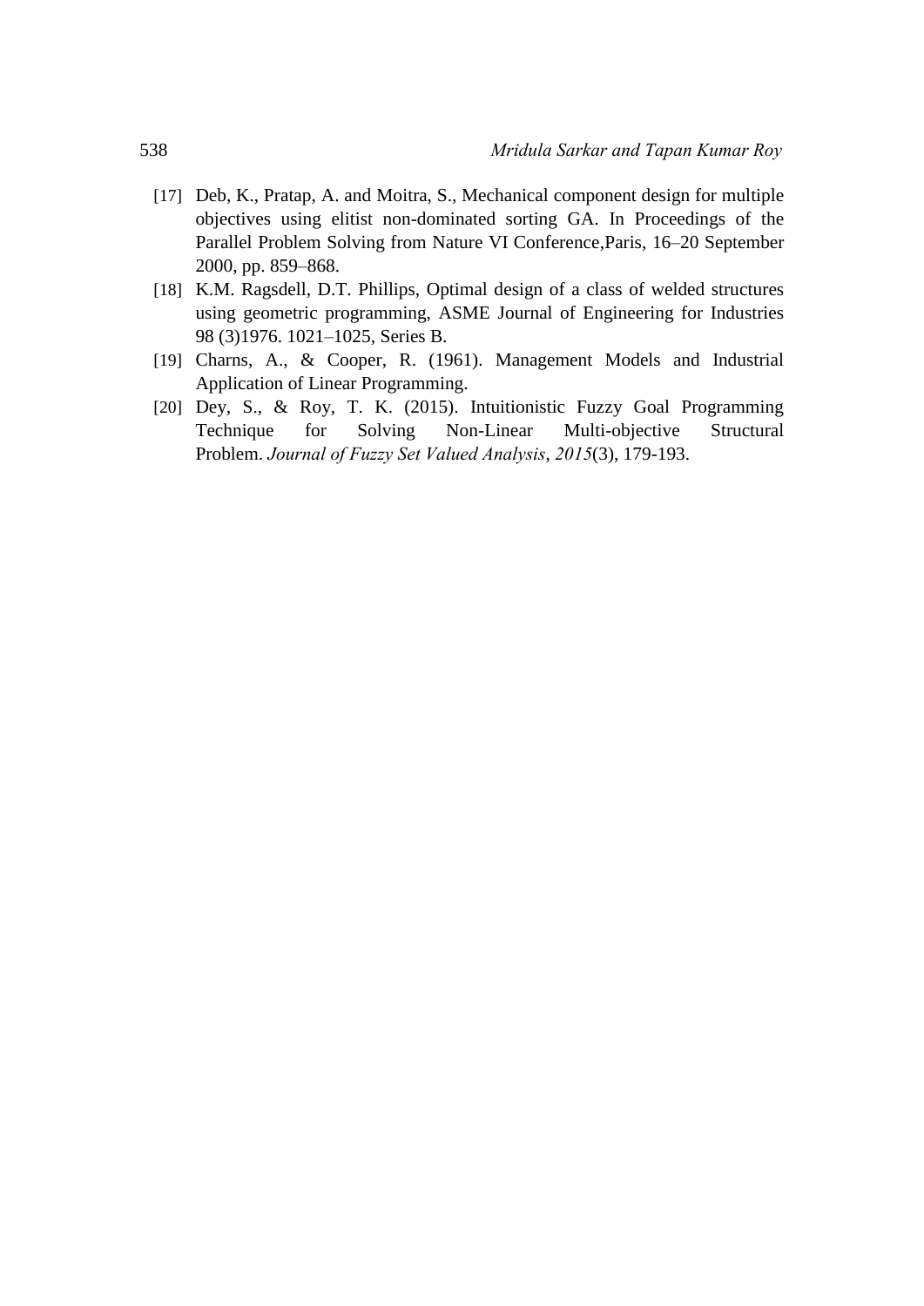[17] Deb, K., Pratap, A. and Moitra, S., Mechanical component design for multiple objectives using elitist non-dominated sorting GA. In Proceedings of the Parallel Problem Solving from Nature VI Conference,Paris, 16–20 September 2000, pp. 859–868.

[18] K.M. Ragsdell, D.T. Phillips, Optimal design of a class of welded structures using geometric programming, ASME Journal of Engineering for Industries 98 (3)1976. 1021–1025, Series B.

[19] Charns, A., & Cooper, R. (1961). Management Models and Industrial Application of Linear Programming.

[20] Dey, S., & Roy, T. K. (2015). Intuitionistic Fuzzy Goal Programming Technique for Solving Non-Linear Multi-objective Structural Problem. *Journal of Fuzzy Set Valued Analysis*, *2015*(3), 179-193.